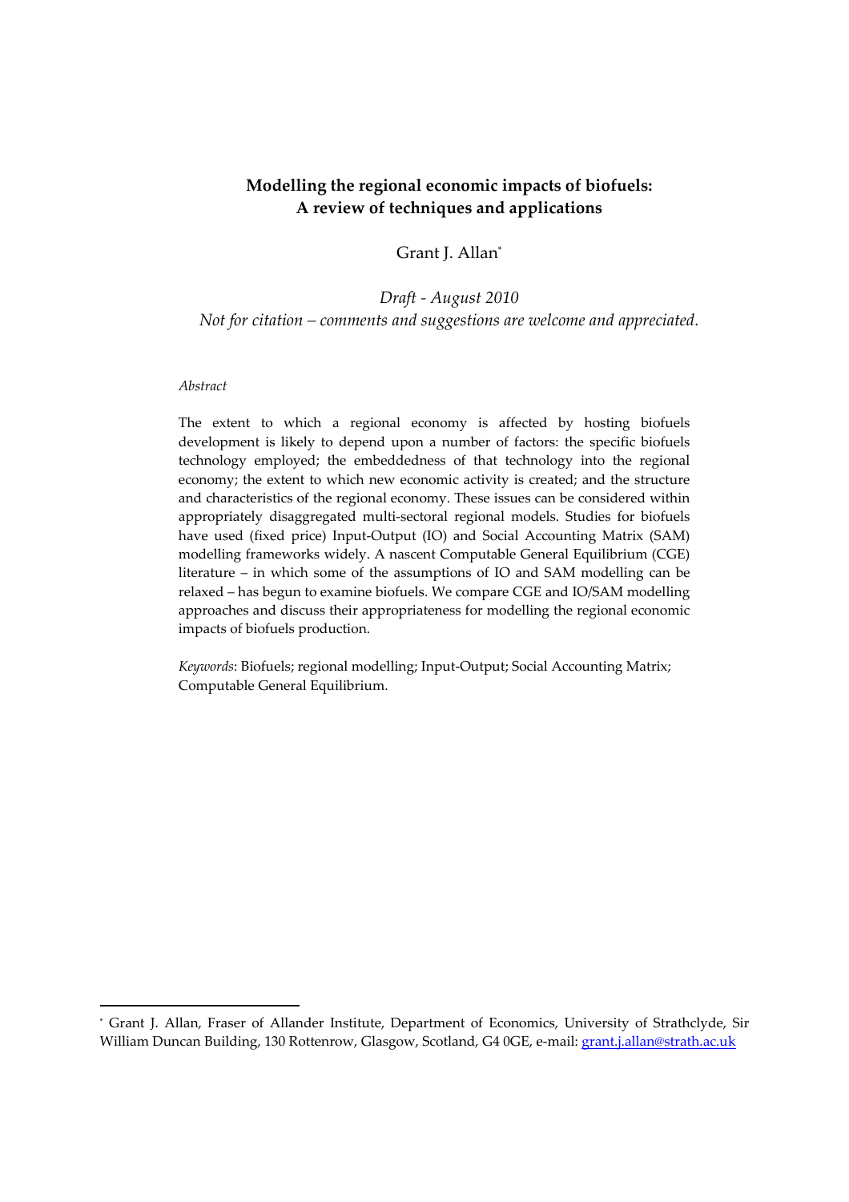# Modelling the regional economic impacts of biofuels: A review of techniques and applications

Grant J. Allan[*]

*Draft - August 2010*

*Not for citation – comments and suggestions are welcome and appreciated.*

*Abstract*

The extent to which a regional economy is affected by hosting biofuels development is likely to depend upon a number of factors: the specific biofuels technology employed; the embeddedness of that technology into the regional economy; the extent to which new economic activity is created; and the structure and characteristics of the regional economy. These issues can be considered within appropriately disaggregated multi-sectoral regional models. Studies for biofuels have used (fixed price) Input-Output (IO) and Social Accounting Matrix (SAM) modelling frameworks widely. A nascent Computable General Equilibrium (CGE) literature – in which some of the assumptions of IO and SAM modelling can be relaxed – has begun to examine biofuels. We compare CGE and IO/SAM modelling approaches and discuss their appropriateness for modelling the regional economic impacts of biofuels production.

*Keywords*: Biofuels; regional modelling; Input-Output; Social Accounting Matrix; Computable General Equilibrium.

[*] Grant J. Allan, Fraser of Allander Institute, Department of Economics, University of Strathclyde, Sir William Duncan Building, 130 Rottenrow, Glasgow, Scotland, G4 0GE, e-mail: grant.j.allan@strath.ac.uk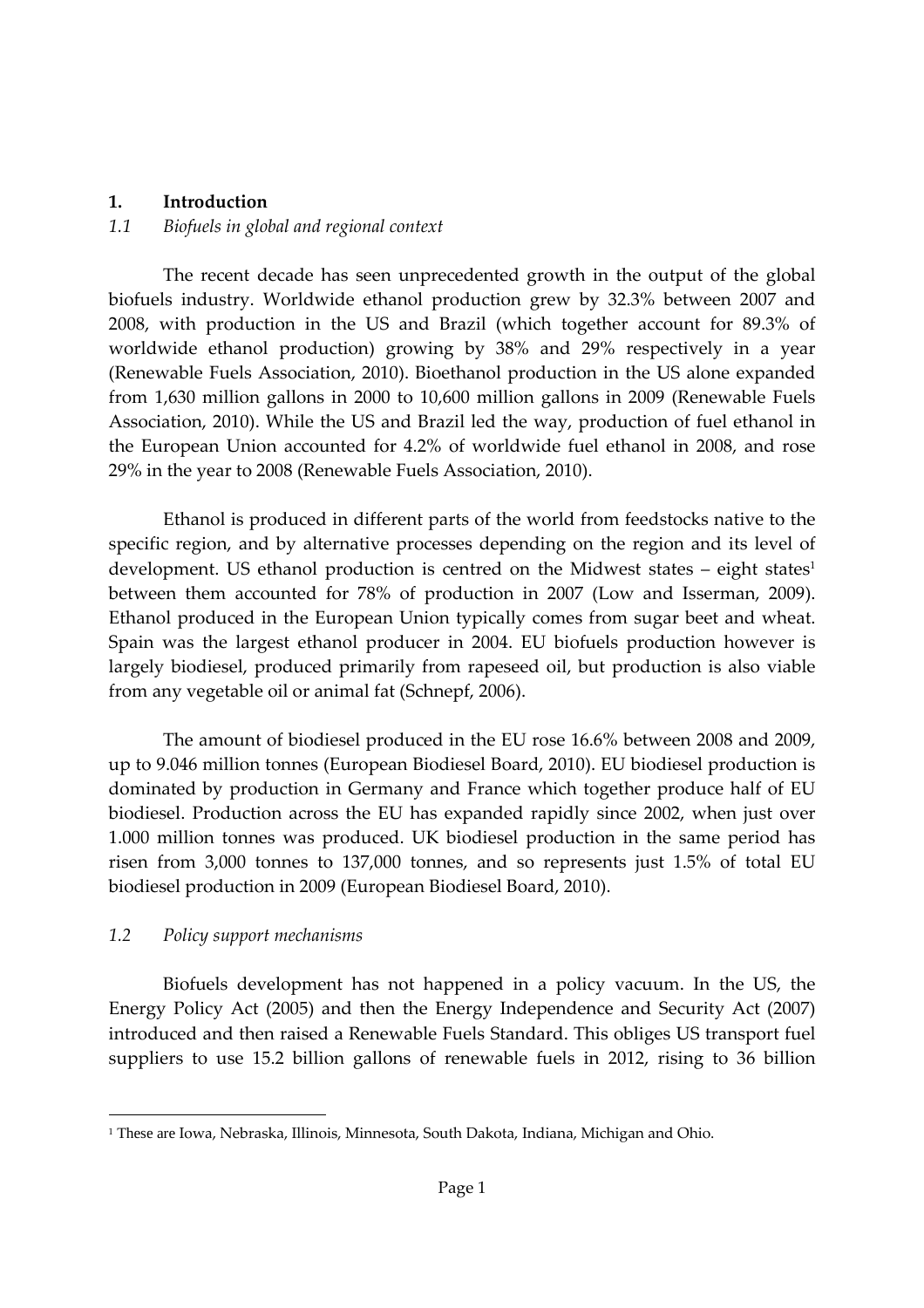## 1. Introduction

### *1.1 Biofuels in global and regional context*

The recent decade has seen unprecedented growth in the output of the global biofuels industry. Worldwide ethanol production grew by 32.3% between 2007 and 2008, with production in the US and Brazil (which together account for 89.3% of worldwide ethanol production) growing by 38% and 29% respectively in a year (Renewable Fuels Association, 2010). Bioethanol production in the US alone expanded from 1,630 million gallons in 2000 to 10,600 million gallons in 2009 (Renewable Fuels Association, 2010). While the US and Brazil led the way, production of fuel ethanol in the European Union accounted for 4.2% of worldwide fuel ethanol in 2008, and rose 29% in the year to 2008 (Renewable Fuels Association, 2010).

Ethanol is produced in different parts of the world from feedstocks native to the specific region, and by alternative processes depending on the region and its level of development. US ethanol production is centred on the Midwest states – eight states[1] between them accounted for 78% of production in 2007 (Low and Isserman, 2009). Ethanol produced in the European Union typically comes from sugar beet and wheat. Spain was the largest ethanol producer in 2004. EU biofuels production however is largely biodiesel, produced primarily from rapeseed oil, but production is also viable from any vegetable oil or animal fat (Schnepf, 2006).

The amount of biodiesel produced in the EU rose 16.6% between 2008 and 2009, up to 9.046 million tonnes (European Biodiesel Board, 2010). EU biodiesel production is dominated by production in Germany and France which together produce half of EU biodiesel. Production across the EU has expanded rapidly since 2002, when just over 1.000 million tonnes was produced. UK biodiesel production in the same period has risen from 3,000 tonnes to 137,000 tonnes, and so represents just 1.5% of total EU biodiesel production in 2009 (European Biodiesel Board, 2010).

### *1.2 Policy support mechanisms*

Biofuels development has not happened in a policy vacuum. In the US, the Energy Policy Act (2005) and then the Energy Independence and Security Act (2007) introduced and then raised a Renewable Fuels Standard. This obliges US transport fuel suppliers to use 15.2 billion gallons of renewable fuels in 2012, rising to 36 billion

[1] These are Iowa, Nebraska, Illinois, Minnesota, South Dakota, Indiana, Michigan and Ohio.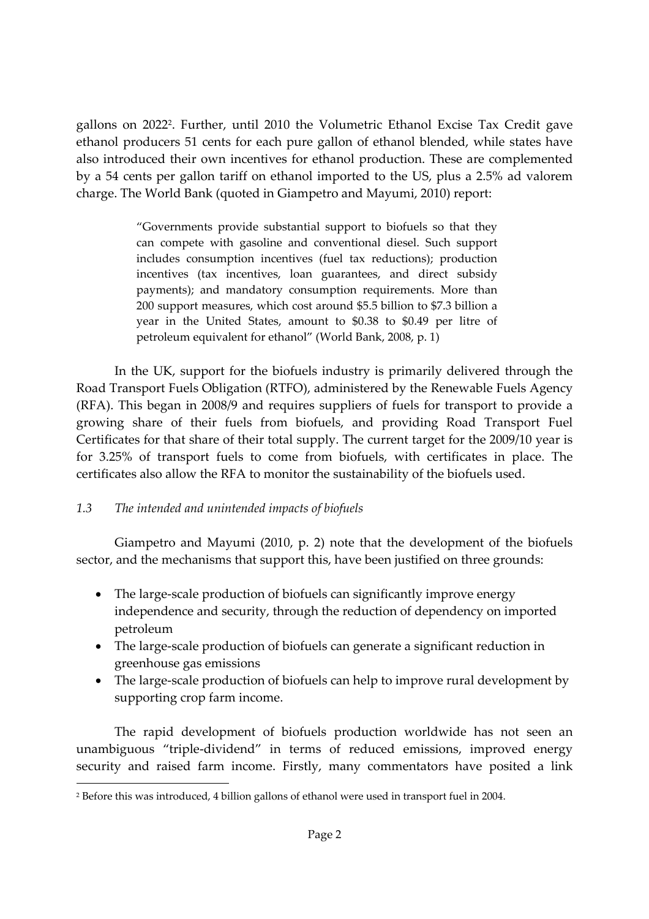gallons on 2022[2]. Further, until 2010 the Volumetric Ethanol Excise Tax Credit gave ethanol producers 51 cents for each pure gallon of ethanol blended, while states have also introduced their own incentives for ethanol production. These are complemented by a 54 cents per gallon tariff on ethanol imported to the US, plus a 2.5% ad valorem charge. The World Bank (quoted in Giampetro and Mayumi, 2010) report:

> "Governments provide substantial support to biofuels so that they can compete with gasoline and conventional diesel. Such support includes consumption incentives (fuel tax reductions); production incentives (tax incentives, loan guarantees, and direct subsidy payments); and mandatory consumption requirements. More than 200 support measures, which cost around \$5.5 billion to \$7.3 billion a year in the United States, amount to \$0.38 to \$0.49 per litre of petroleum equivalent for ethanol" (World Bank, 2008, p. 1)

In the UK, support for the biofuels industry is primarily delivered through the Road Transport Fuels Obligation (RTFO), administered by the Renewable Fuels Agency (RFA). This began in 2008/9 and requires suppliers of fuels for transport to provide a growing share of their fuels from biofuels, and providing Road Transport Fuel Certificates for that share of their total supply. The current target for the 2009/10 year is for 3.25% of transport fuels to come from biofuels, with certificates in place. The certificates also allow the RFA to monitor the sustainability of the biofuels used.

### *1.3 The intended and unintended impacts of biofuels*

Giampetro and Mayumi (2010, p. 2) note that the development of the biofuels sector, and the mechanisms that support this, have been justified on three grounds:

- The large-scale production of biofuels can significantly improve energy independence and security, through the reduction of dependency on imported petroleum
- The large-scale production of biofuels can generate a significant reduction in greenhouse gas emissions
- The large-scale production of biofuels can help to improve rural development by supporting crop farm income.

The rapid development of biofuels production worldwide has not seen an unambiguous "triple-dividend" in terms of reduced emissions, improved energy security and raised farm income. Firstly, many commentators have posited a link

[2] Before this was introduced, 4 billion gallons of ethanol were used in transport fuel in 2004.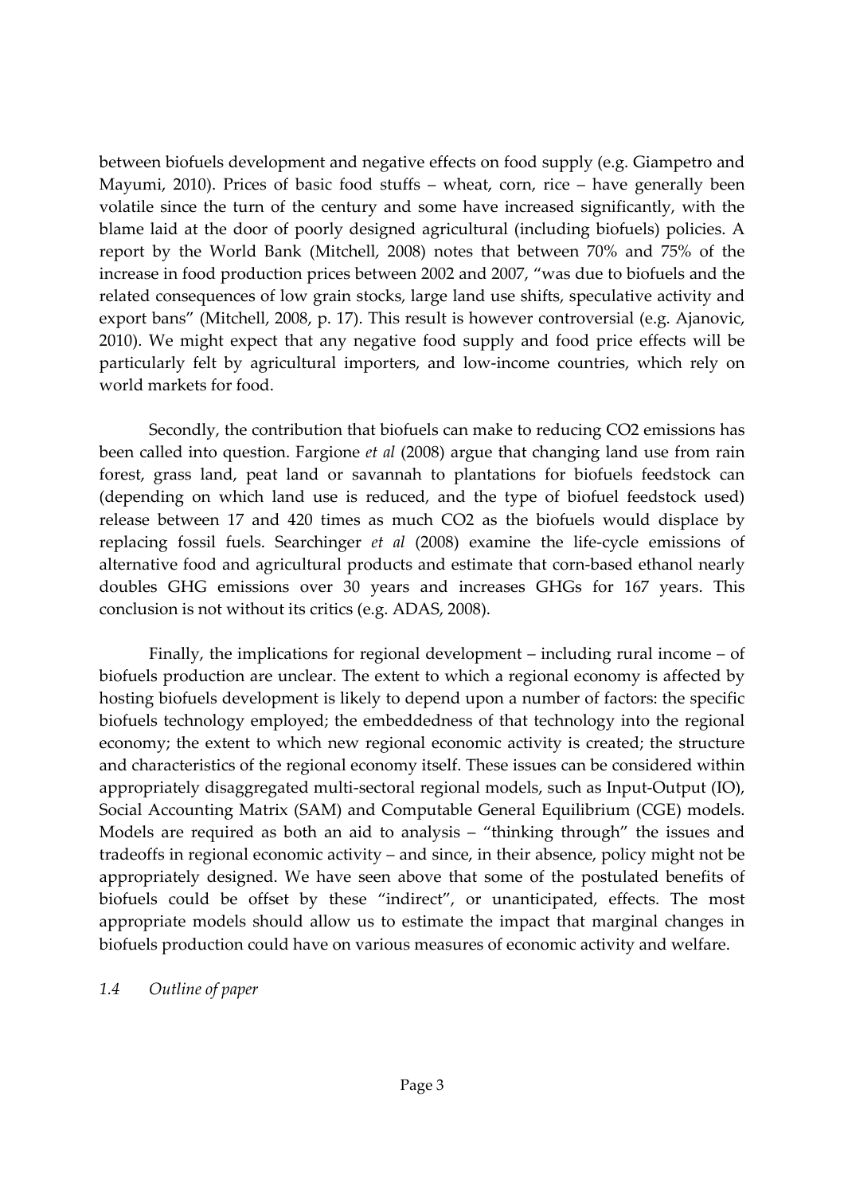between biofuels development and negative effects on food supply (e.g. Giampetro and Mayumi, 2010). Prices of basic food stuffs – wheat, corn, rice – have generally been volatile since the turn of the century and some have increased significantly, with the blame laid at the door of poorly designed agricultural (including biofuels) policies. A report by the World Bank (Mitchell, 2008) notes that between 70% and 75% of the increase in food production prices between 2002 and 2007, "was due to biofuels and the related consequences of low grain stocks, large land use shifts, speculative activity and export bans" (Mitchell, 2008, p. 17). This result is however controversial (e.g. Ajanovic, 2010). We might expect that any negative food supply and food price effects will be particularly felt by agricultural importers, and low-income countries, which rely on world markets for food.

Secondly, the contribution that biofuels can make to reducing $CO_2$ emissions has been called into question. Fargione *et al* (2008) argue that changing land use from rain forest, grass land, peat land or savannah to plantations for biofuels feedstock can (depending on which land use is reduced, and the type of biofuel feedstock used) release between 17 and 420 times as much $CO_2$ as the biofuels would displace by replacing fossil fuels. Searchinger *et al* (2008) examine the life-cycle emissions of alternative food and agricultural products and estimate that corn-based ethanol nearly doubles GHG emissions over 30 years and increases GHGs for 167 years. This conclusion is not without its critics (e.g. ADAS, 2008).

Finally, the implications for regional development – including rural income – of biofuels production are unclear. The extent to which a regional economy is affected by hosting biofuels development is likely to depend upon a number of factors: the specific biofuels technology employed; the embeddedness of that technology into the regional economy; the extent to which new regional economic activity is created; the structure and characteristics of the regional economy itself. These issues can be considered within appropriately disaggregated multi-sectoral regional models, such as Input-Output (IO), Social Accounting Matrix (SAM) and Computable General Equilibrium (CGE) models. Models are required as both an aid to analysis – "thinking through" the issues and tradeoffs in regional economic activity – and since, in their absence, policy might not be appropriately designed. We have seen above that some of the postulated benefits of biofuels could be offset by these "indirect", or unanticipated, effects. The most appropriate models should allow us to estimate the impact that marginal changes in biofuels production could have on various measures of economic activity and welfare.

### *1.4 Outline of paper*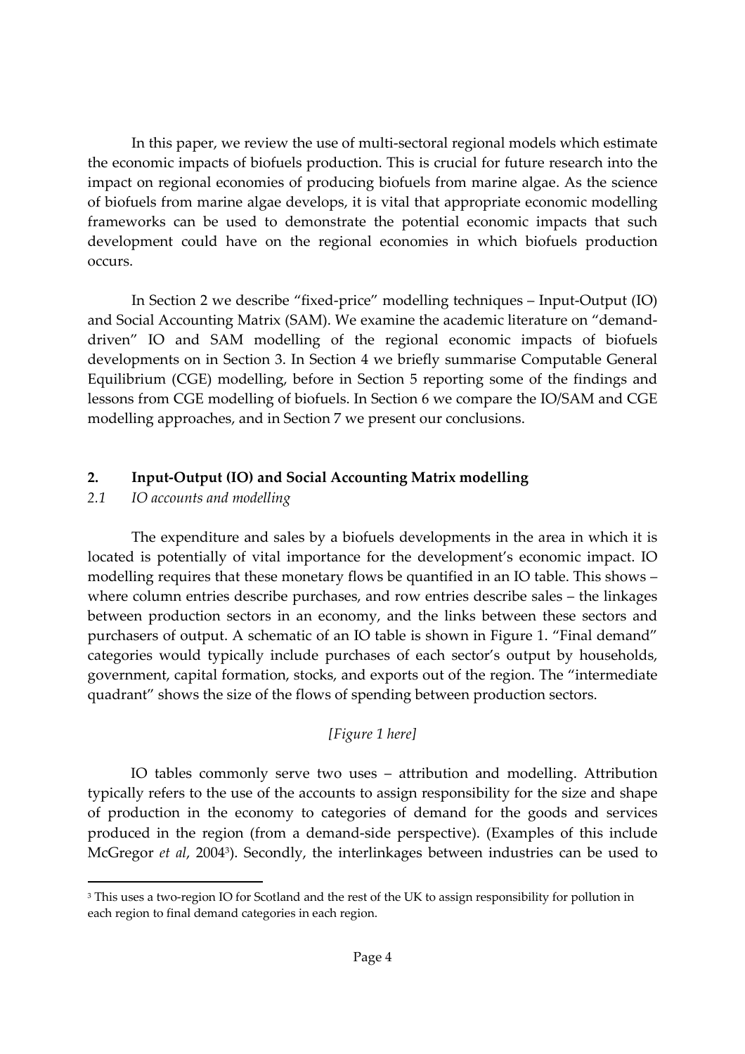In this paper, we review the use of multi-sectoral regional models which estimate the economic impacts of biofuels production. This is crucial for future research into the impact on regional economies of producing biofuels from marine algae. As the science of biofuels from marine algae develops, it is vital that appropriate economic modelling frameworks can be used to demonstrate the potential economic impacts that such development could have on the regional economies in which biofuels production occurs.

In Section 2 we describe "fixed-price" modelling techniques – Input-Output (IO) and Social Accounting Matrix (SAM). We examine the academic literature on "demand-driven" IO and SAM modelling of the regional economic impacts of biofuels developments on in Section 3. In Section 4 we briefly summarise Computable General Equilibrium (CGE) modelling, before in Section 5 reporting some of the findings and lessons from CGE modelling of biofuels. In Section 6 we compare the IO/SAM and CGE modelling approaches, and in Section 7 we present our conclusions.

## 2. Input-Output (IO) and Social Accounting Matrix modelling

### *2.1 IO accounts and modelling*

The expenditure and sales by a biofuels developments in the area in which it is located is potentially of vital importance for the development's economic impact. IO modelling requires that these monetary flows be quantified in an IO table. This shows – where column entries describe purchases, and row entries describe sales – the linkages between production sectors in an economy, and the links between these sectors and purchasers of output. A schematic of an IO table is shown in Figure 1. "Final demand" categories would typically include purchases of each sector's output by households, government, capital formation, stocks, and exports out of the region. The "intermediate quadrant" shows the size of the flows of spending between production sectors.

*[Figure 1 here]*

IO tables commonly serve two uses – attribution and modelling. Attribution typically refers to the use of the accounts to assign responsibility for the size and shape of production in the economy to categories of demand for the goods and services produced in the region (from a demand-side perspective). (Examples of this include McGregor *et al*, 2004[3]). Secondly, the interlinkages between industries can be used to

[3] This uses a two-region IO for Scotland and the rest of the UK to assign responsibility for pollution in each region to final demand categories in each region.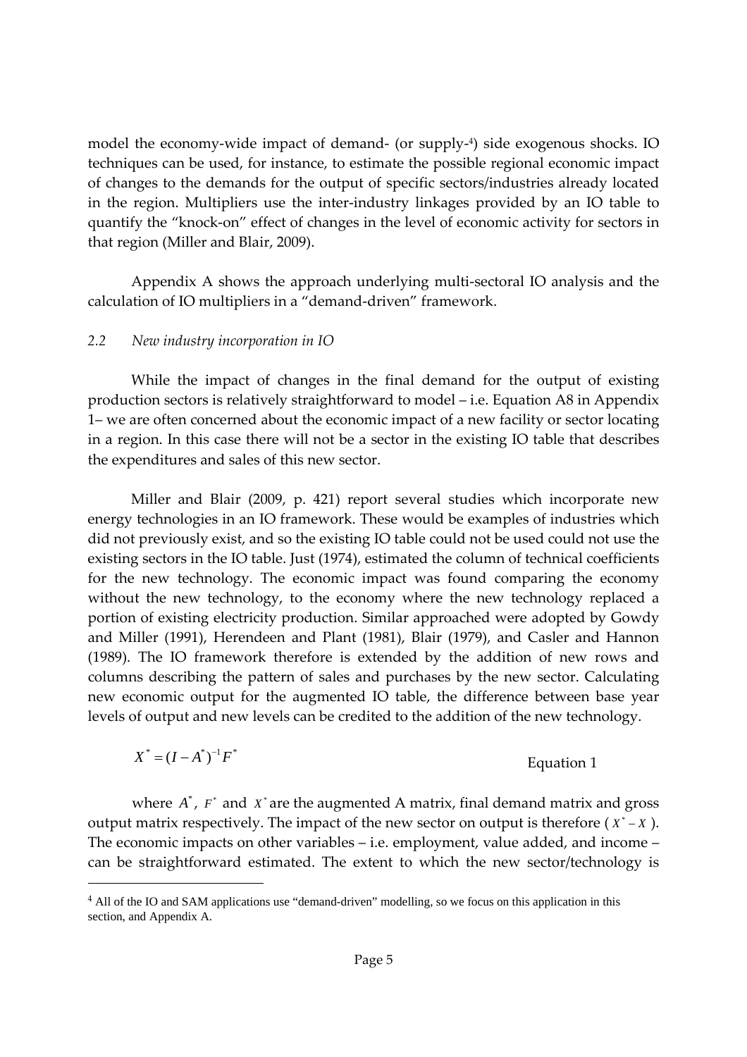model the economy-wide impact of demand- (or supply-[4]) side exogenous shocks. IO techniques can be used, for instance, to estimate the possible regional economic impact of changes to the demands for the output of specific sectors/industries already located in the region. Multipliers use the inter-industry linkages provided by an IO table to quantify the "knock-on" effect of changes in the level of economic activity for sectors in that region (Miller and Blair, 2009).

Appendix A shows the approach underlying multi-sectoral IO analysis and the calculation of IO multipliers in a "demand-driven" framework.

### *2.2 New industry incorporation in IO*

While the impact of changes in the final demand for the output of existing production sectors is relatively straightforward to model – i.e. Equation A8 in Appendix 1– we are often concerned about the economic impact of a new facility or sector locating in a region. In this case there will not be a sector in the existing IO table that describes the expenditures and sales of this new sector.

Miller and Blair (2009, p. 421) report several studies which incorporate new energy technologies in an IO framework. These would be examples of industries which did not previously exist, and so the existing IO table could not be used could not use the existing sectors in the IO table. Just (1974), estimated the column of technical coefficients for the new technology. The economic impact was found comparing the economy without the new technology, to the economy where the new technology replaced a portion of existing electricity production. Similar approached were adopted by Gowdy and Miller (1991), Herendeen and Plant (1981), Blair (1979), and Casler and Hannon (1989). The IO framework therefore is extended by the addition of new rows and columns describing the pattern of sales and purchases by the new sector. Calculating new economic output for the augmented IO table, the difference between base year levels of output and new levels can be credited to the addition of the new technology.

$$X^* = (I - A^*)^{-1} F^* \qquad \text{Equation 1}$$

where $A^*$, $F^*$ and $X^*$ are the augmented A matrix, final demand matrix and gross output matrix respectively. The impact of the new sector on output is therefore ( $X^* - X$ ). The economic impacts on other variables – i.e. employment, value added, and income – can be straightforward estimated. The extent to which the new sector/technology is

[4] All of the IO and SAM applications use "demand-driven" modelling, so we focus on this application in this section, and Appendix A.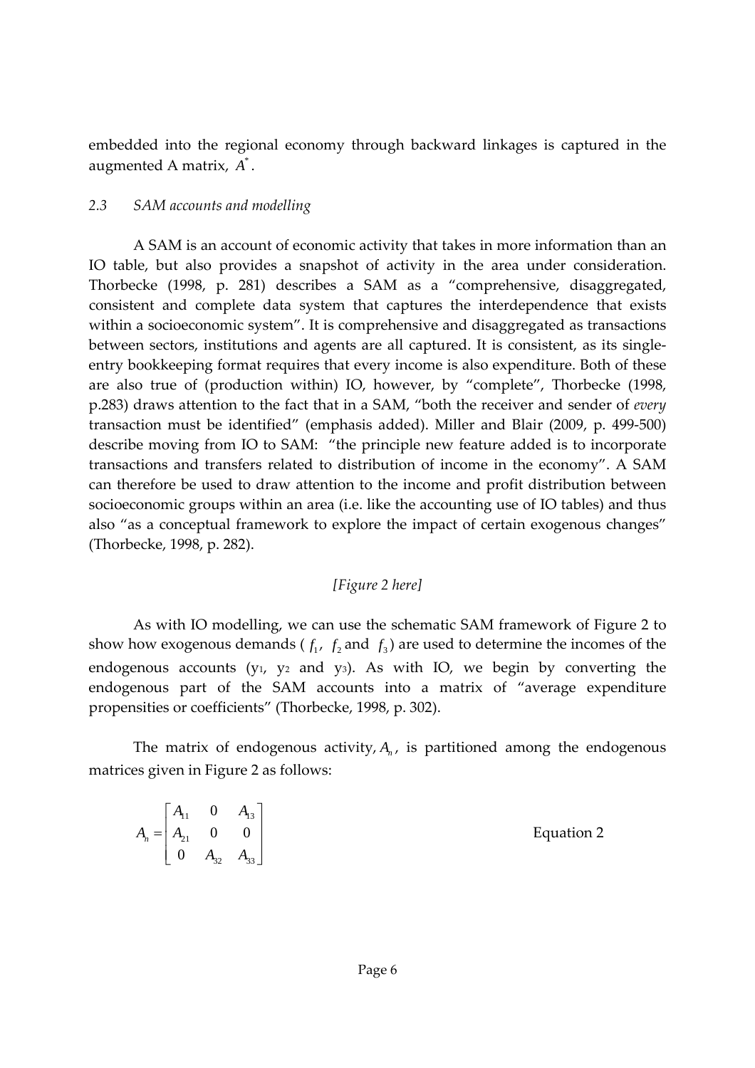embedded into the regional economy through backward linkages is captured in the augmented A matrix, $A^*$.

### *2.3 SAM accounts and modelling*

A SAM is an account of economic activity that takes in more information than an IO table, but also provides a snapshot of activity in the area under consideration. Thorbecke (1998, p. 281) describes a SAM as a "comprehensive, disaggregated, consistent and complete data system that captures the interdependence that exists within a socioeconomic system". It is comprehensive and disaggregated as transactions between sectors, institutions and agents are all captured. It is consistent, as its single-entry bookkeeping format requires that every income is also expenditure. Both of these are also true of (production within) IO, however, by "complete", Thorbecke (1998, p.283) draws attention to the fact that in a SAM, "both the receiver and sender of *every* transaction must be identified" (emphasis added). Miller and Blair (2009, p. 499-500) describe moving from IO to SAM: "the principle new feature added is to incorporate transactions and transfers related to distribution of income in the economy". A SAM can therefore be used to draw attention to the income and profit distribution between socioeconomic groups within an area (i.e. like the accounting use of IO tables) and thus also "as a conceptual framework to explore the impact of certain exogenous changes" (Thorbecke, 1998, p. 282).

*[Figure 2 here]*

As with IO modelling, we can use the schematic SAM framework of Figure 2 to show how exogenous demands ($f_1$, $f_2$ and $f_3$) are used to determine the incomes of the endogenous accounts ($y_1$, $y_2$ and $y_3$). As with IO, we begin by converting the endogenous part of the SAM accounts into a matrix of "average expenditure propensities or coefficients" (Thorbecke, 1998, p. 302).

The matrix of endogenous activity, $A_n$, is partitioned among the endogenous matrices given in Figure 2 as follows:

$$A_n = \begin{bmatrix} A_{11} & 0 & A_{13} \\ A_{21} & 0 & 0 \\ 0 & A_{32} & A_{33} \end{bmatrix} \qquad \text{Equation 2}$$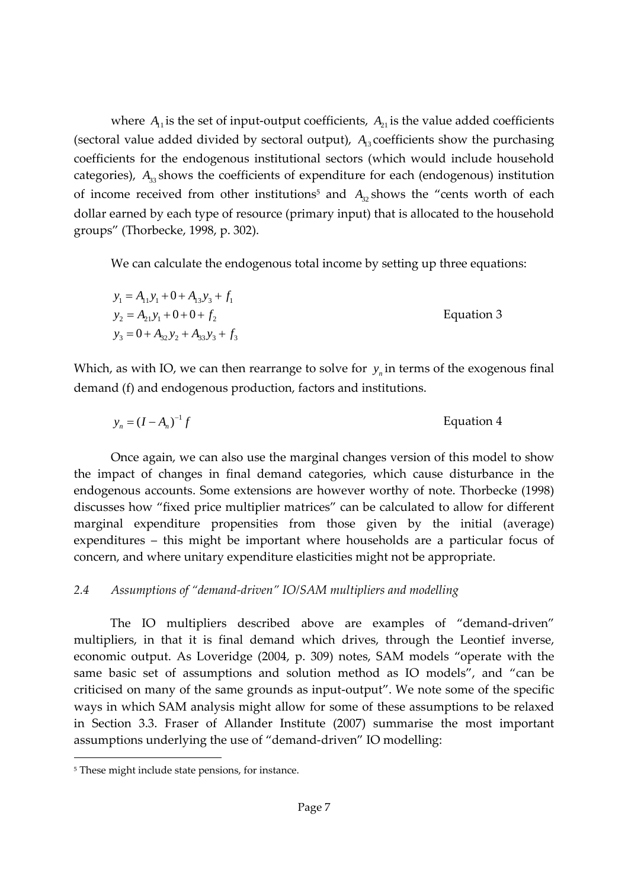where $A_{11}$ is the set of input-output coefficients, $A_{21}$ is the value added coefficients (sectoral value added divided by sectoral output), $A_{13}$ coefficients show the purchasing coefficients for the endogenous institutional sectors (which would include household categories), $A_{33}$ shows the coefficients of expenditure for each (endogenous) institution of income received from other institutions[5] and $A_{32}$ shows the "cents worth of each dollar earned by each type of resource (primary input) that is allocated to the household groups" (Thorbecke, 1998, p. 302).

We can calculate the endogenous total income by setting up three equations:

$$
\begin{aligned}
y_1 &= A_{11}y_1 + 0 + A_{13}y_3 + f_1 \\
y_2 &= A_{21}y_1 + 0 + 0 + f_2 \\
y_3 &= 0 + A_{32}y_2 + A_{33}y_3 + f_3
\end{aligned}
\qquad \text{Equation 3}
$$

Which, as with IO, we can then rearrange to solve for $y_n$ in terms of the exogenous final demand (f) and endogenous production, factors and institutions.

$$
y_n = (I - A_n)^{-1} f \qquad \text{Equation 4}
$$

Once again, we can also use the marginal changes version of this model to show the impact of changes in final demand categories, which cause disturbance in the endogenous accounts. Some extensions are however worthy of note. Thorbecke (1998) discusses how "fixed price multiplier matrices" can be calculated to allow for different marginal expenditure propensities from those given by the initial (average) expenditures – this might be important where households are a particular focus of concern, and where unitary expenditure elasticities might not be appropriate.

### *2.4 Assumptions of "demand-driven" IO/SAM multipliers and modelling*

The IO multipliers described above are examples of "demand-driven" multipliers, in that it is final demand which drives, through the Leontief inverse, economic output. As Loveridge (2004, p. 309) notes, SAM models "operate with the same basic set of assumptions and solution method as IO models", and "can be criticised on many of the same grounds as input-output". We note some of the specific ways in which SAM analysis might allow for some of these assumptions to be relaxed in Section 3.3. Fraser of Allander Institute (2007) summarise the most important assumptions underlying the use of "demand-driven" IO modelling:

[5] These might include state pensions, for instance.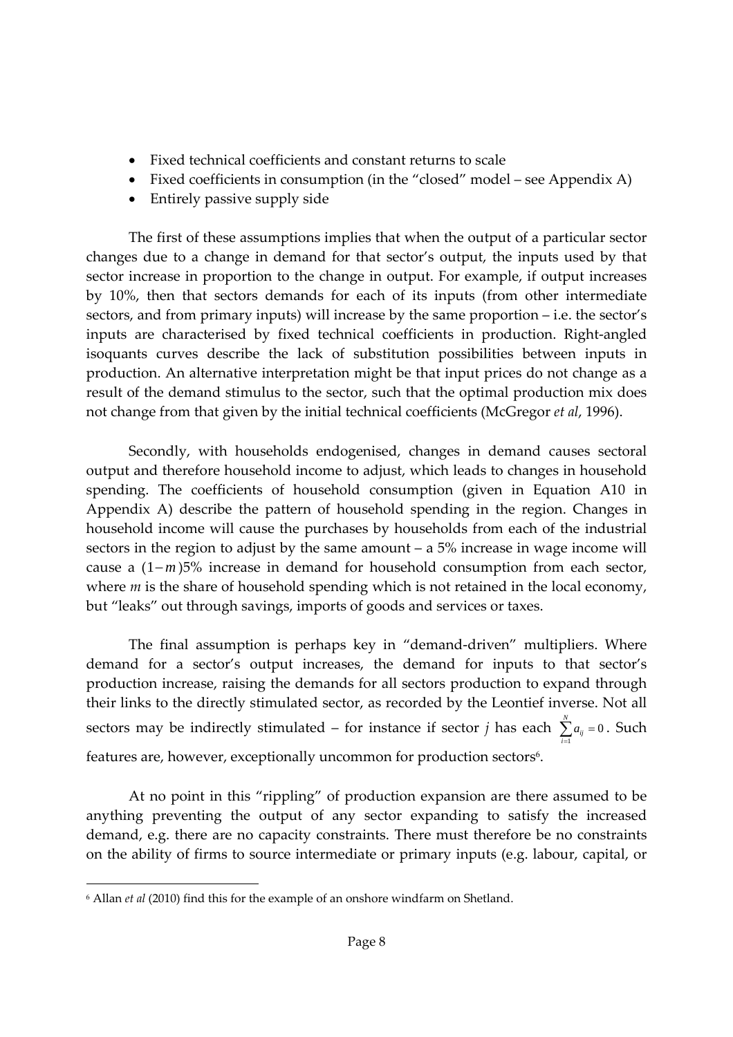- Fixed technical coefficients and constant returns to scale
- Fixed coefficients in consumption (in the "closed" model – see Appendix A)
- Entirely passive supply side

The first of these assumptions implies that when the output of a particular sector changes due to a change in demand for that sector's output, the inputs used by that sector increase in proportion to the change in output. For example, if output increases by 10%, then that sectors demands for each of its inputs (from other intermediate sectors, and from primary inputs) will increase by the same proportion – i.e. the sector's inputs are characterised by fixed technical coefficients in production. Right-angled isoquants curves describe the lack of substitution possibilities between inputs in production. An alternative interpretation might be that input prices do not change as a result of the demand stimulus to the sector, such that the optimal production mix does not change from that given by the initial technical coefficients (McGregor *et al*, 1996).

Secondly, with households endogenised, changes in demand causes sectoral output and therefore household income to adjust, which leads to changes in household spending. The coefficients of household consumption (given in Equation A10 in Appendix A) describe the pattern of household spending in the region. Changes in household income will cause the purchases by households from each of the industrial sectors in the region to adjust by the same amount – a 5% increase in wage income will cause a $(1-m)5\%$ increase in demand for household consumption from each sector, where $m$ is the share of household spending which is not retained in the local economy, but "leaks" out through savings, imports of goods and services or taxes.

The final assumption is perhaps key in "demand-driven" multipliers. Where demand for a sector's output increases, the demand for inputs to that sector's production increase, raising the demands for all sectors production to expand through their links to the directly stimulated sector, as recorded by the Leontief inverse. Not all sectors may be indirectly stimulated – for instance if sector $j$ has each $\sum_{i=1}^{N} a_{ij} = 0$. Such features are, however, exceptionally uncommon for production sectors[6].

At no point in this "rippling" of production expansion are there assumed to be anything preventing the output of any sector expanding to satisfy the increased demand, e.g. there are no capacity constraints. There must therefore be no constraints on the ability of firms to source intermediate or primary inputs (e.g. labour, capital, or

---

[6] Allan *et al* (2010) find this for the example of an onshore windfarm on Shetland.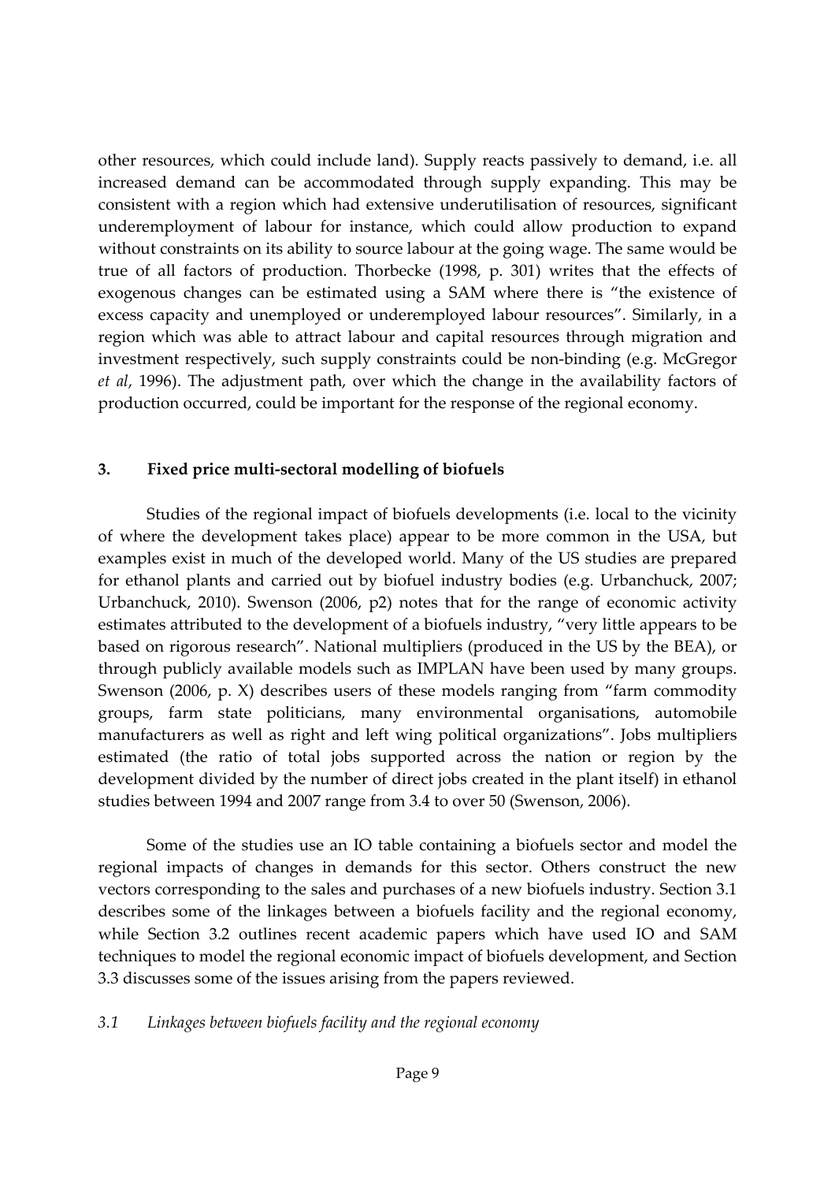other resources, which could include land). Supply reacts passively to demand, i.e. all increased demand can be accommodated through supply expanding. This may be consistent with a region which had extensive underutilisation of resources, significant underemployment of labour for instance, which could allow production to expand without constraints on its ability to source labour at the going wage. The same would be true of all factors of production. Thorbecke (1998, p. 301) writes that the effects of exogenous changes can be estimated using a SAM where there is "the existence of excess capacity and unemployed or underemployed labour resources". Similarly, in a region which was able to attract labour and capital resources through migration and investment respectively, such supply constraints could be non-binding (e.g. McGregor *et al*, 1996). The adjustment path, over which the change in the availability factors of production occurred, could be important for the response of the regional economy.

## 3. Fixed price multi-sectoral modelling of biofuels

Studies of the regional impact of biofuels developments (i.e. local to the vicinity of where the development takes place) appear to be more common in the USA, but examples exist in much of the developed world. Many of the US studies are prepared for ethanol plants and carried out by biofuel industry bodies (e.g. Urbanchuck, 2007; Urbanchuck, 2010). Swenson (2006, p2) notes that for the range of economic activity estimates attributed to the development of a biofuels industry, "very little appears to be based on rigorous research". National multipliers (produced in the US by the BEA), or through publicly available models such as IMPLAN have been used by many groups. Swenson (2006, p. X) describes users of these models ranging from "farm commodity groups, farm state politicians, many environmental organisations, automobile manufacturers as well as right and left wing political organizations". Jobs multipliers estimated (the ratio of total jobs supported across the nation or region by the development divided by the number of direct jobs created in the plant itself) in ethanol studies between 1994 and 2007 range from 3.4 to over 50 (Swenson, 2006).

Some of the studies use an IO table containing a biofuels sector and model the regional impacts of changes in demands for this sector. Others construct the new vectors corresponding to the sales and purchases of a new biofuels industry. Section 3.1 describes some of the linkages between a biofuels facility and the regional economy, while Section 3.2 outlines recent academic papers which have used IO and SAM techniques to model the regional economic impact of biofuels development, and Section 3.3 discusses some of the issues arising from the papers reviewed.

### *3.1 Linkages between biofuels facility and the regional economy*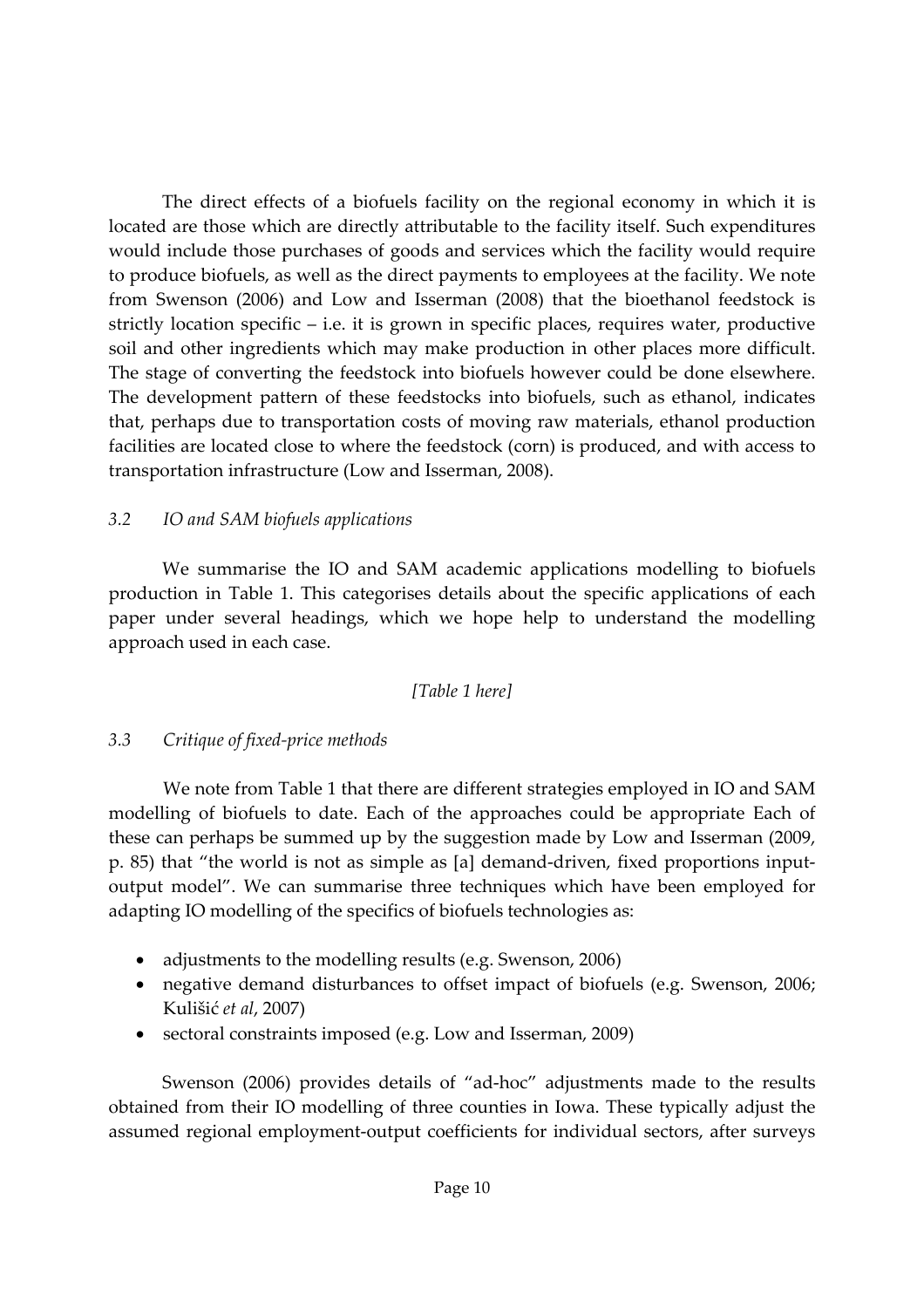The direct effects of a biofuels facility on the regional economy in which it is located are those which are directly attributable to the facility itself. Such expenditures would include those purchases of goods and services which the facility would require to produce biofuels, as well as the direct payments to employees at the facility. We note from Swenson (2006) and Low and Isserman (2008) that the bioethanol feedstock is strictly location specific – i.e. it is grown in specific places, requires water, productive soil and other ingredients which may make production in other places more difficult. The stage of converting the feedstock into biofuels however could be done elsewhere. The development pattern of these feedstocks into biofuels, such as ethanol, indicates that, perhaps due to transportation costs of moving raw materials, ethanol production facilities are located close to where the feedstock (corn) is produced, and with access to transportation infrastructure (Low and Isserman, 2008).

### *3.2 IO and SAM biofuels applications*

We summarise the IO and SAM academic applications modelling to biofuels production in Table 1. This categorises details about the specific applications of each paper under several headings, which we hope help to understand the modelling approach used in each case.

*[Table 1 here]*

### *3.3 Critique of fixed-price methods*

We note from Table 1 that there are different strategies employed in IO and SAM modelling of biofuels to date. Each of the approaches could be appropriate Each of these can perhaps be summed up by the suggestion made by Low and Isserman (2009, p. 85) that "the world is not as simple as [a] demand-driven, fixed proportions input-output model". We can summarise three techniques which have been employed for adapting IO modelling of the specifics of biofuels technologies as:

- adjustments to the modelling results (e.g. Swenson, 2006)
- negative demand disturbances to offset impact of biofuels (e.g. Swenson, 2006; Kulišić *et al*, 2007)
- sectoral constraints imposed (e.g. Low and Isserman, 2009)

Swenson (2006) provides details of "ad-hoc" adjustments made to the results obtained from their IO modelling of three counties in Iowa. These typically adjust the assumed regional employment-output coefficients for individual sectors, after surveys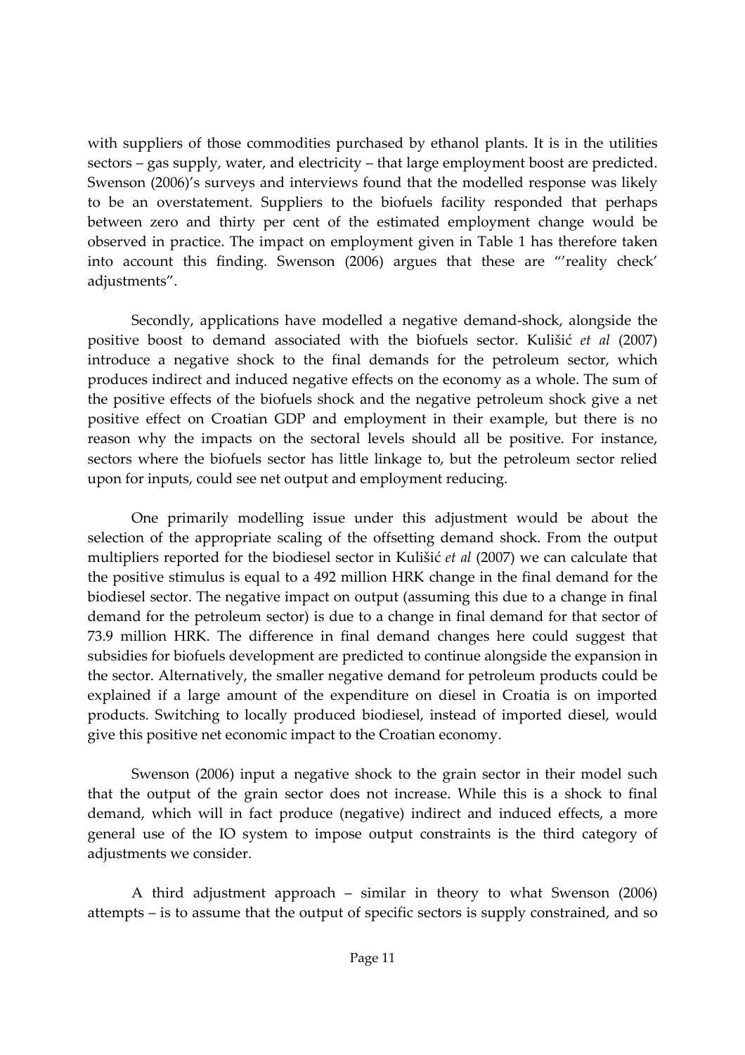with suppliers of those commodities purchased by ethanol plants. It is in the utilities sectors – gas supply, water, and electricity – that large employment boost are predicted. Swenson (2006)'s surveys and interviews found that the modelled response was likely to be an overstatement. Suppliers to the biofuels facility responded that perhaps between zero and thirty per cent of the estimated employment change would be observed in practice. The impact on employment given in Table 1 has therefore taken into account this finding. Swenson (2006) argues that these are "'reality check' adjustments".

Secondly, applications have modelled a negative demand-shock, alongside the positive boost to demand associated with the biofuels sector. Kulišić *et al* (2007) introduce a negative shock to the final demands for the petroleum sector, which produces indirect and induced negative effects on the economy as a whole. The sum of the positive effects of the biofuels shock and the negative petroleum shock give a net positive effect on Croatian GDP and employment in their example, but there is no reason why the impacts on the sectoral levels should all be positive. For instance, sectors where the biofuels sector has little linkage to, but the petroleum sector relied upon for inputs, could see net output and employment reducing.

One primarily modelling issue under this adjustment would be about the selection of the appropriate scaling of the offsetting demand shock. From the output multipliers reported for the biodiesel sector in Kulišić *et al* (2007) we can calculate that the positive stimulus is equal to a 492 million HRK change in the final demand for the biodiesel sector. The negative impact on output (assuming this due to a change in final demand for the petroleum sector) is due to a change in final demand for that sector of 73.9 million HRK. The difference in final demand changes here could suggest that subsidies for biofuels development are predicted to continue alongside the expansion in the sector. Alternatively, the smaller negative demand for petroleum products could be explained if a large amount of the expenditure on diesel in Croatia is on imported products. Switching to locally produced biodiesel, instead of imported diesel, would give this positive net economic impact to the Croatian economy.

Swenson (2006) input a negative shock to the grain sector in their model such that the output of the grain sector does not increase. While this is a shock to final demand, which will in fact produce (negative) indirect and induced effects, a more general use of the IO system to impose output constraints is the third category of adjustments we consider.

A third adjustment approach – similar in theory to what Swenson (2006) attempts – is to assume that the output of specific sectors is supply constrained, and so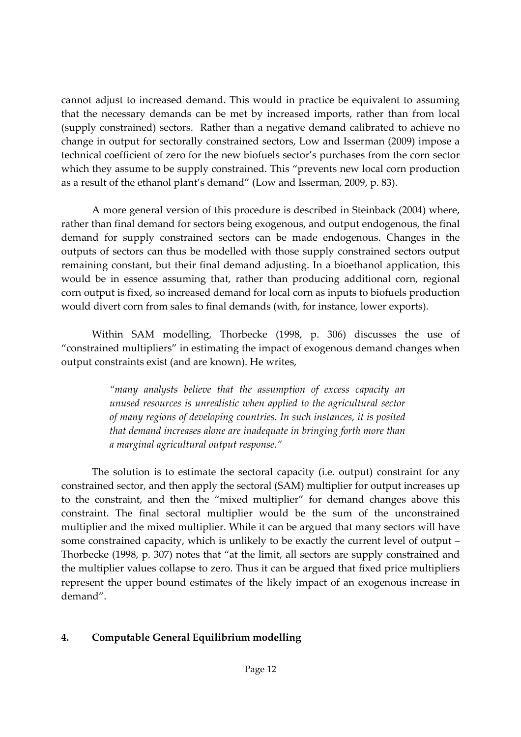cannot adjust to increased demand. This would in practice be equivalent to assuming that the necessary demands can be met by increased imports, rather than from local (supply constrained) sectors. Rather than a negative demand calibrated to achieve no change in output for sectorally constrained sectors, Low and Isserman (2009) impose a technical coefficient of zero for the new biofuels sector's purchases from the corn sector which they assume to be supply constrained. This "prevents new local corn production as a result of the ethanol plant's demand" (Low and Isserman, 2009, p. 83).

A more general version of this procedure is described in Steinback (2004) where, rather than final demand for sectors being exogenous, and output endogenous, the final demand for supply constrained sectors can be made endogenous. Changes in the outputs of sectors can thus be modelled with those supply constrained sectors output remaining constant, but their final demand adjusting. In a bioethanol application, this would be in essence assuming that, rather than producing additional corn, regional corn output is fixed, so increased demand for local corn as inputs to biofuels production would divert corn from sales to final demands (with, for instance, lower exports).

Within SAM modelling, Thorbecke (1998, p. 306) discusses the use of "constrained multipliers" in estimating the impact of exogenous demand changes when output constraints exist (and are known). He writes,

> *"many analysts believe that the assumption of excess capacity an unused resources is unrealistic when applied to the agricultural sector of many regions of developing countries. In such instances, it is posited that demand increases alone are inadequate in bringing forth more than a marginal agricultural output response."*

The solution is to estimate the sectoral capacity (i.e. output) constraint for any constrained sector, and then apply the sectoral (SAM) multiplier for output increases up to the constraint, and then the "mixed multiplier" for demand changes above this constraint. The final sectoral multiplier would be the sum of the unconstrained multiplier and the mixed multiplier. While it can be argued that many sectors will have some constrained capacity, which is unlikely to be exactly the current level of output – Thorbecke (1998, p. 307) notes that "at the limit, all sectors are supply constrained and the multiplier values collapse to zero. Thus it can be argued that fixed price multipliers represent the upper bound estimates of the likely impact of an exogenous increase in demand".

## 4. Computable General Equilibrium modelling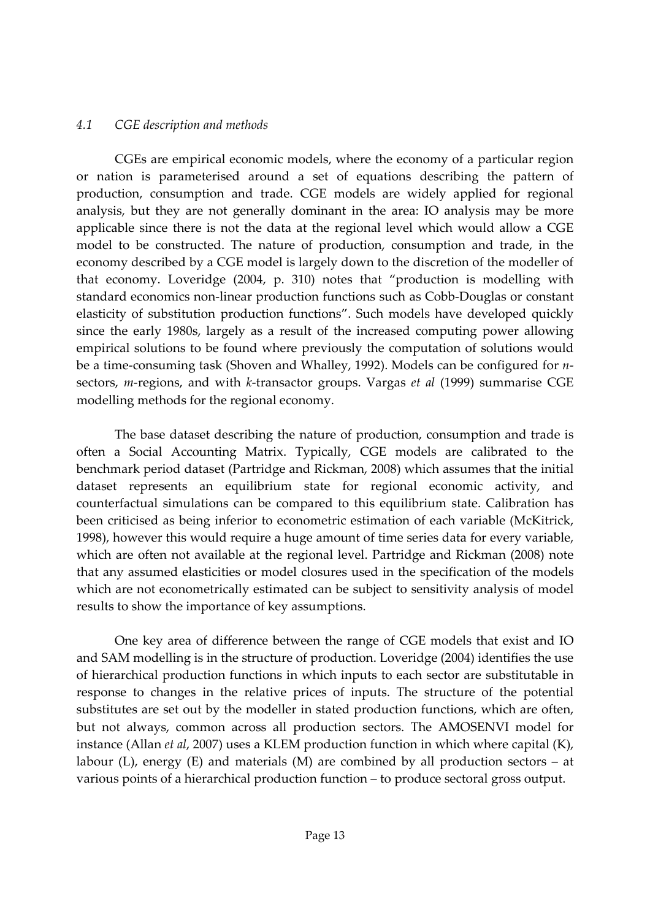### *4.1 CGE description and methods*

CGEs are empirical economic models, where the economy of a particular region or nation is parameterised around a set of equations describing the pattern of production, consumption and trade. CGE models are widely applied for regional analysis, but they are not generally dominant in the area: IO analysis may be more applicable since there is not the data at the regional level which would allow a CGE model to be constructed. The nature of production, consumption and trade, in the economy described by a CGE model is largely down to the discretion of the modeller of that economy. Loveridge (2004, p. 310) notes that "production is modelling with standard economics non-linear production functions such as Cobb-Douglas or constant elasticity of substitution production functions". Such models have developed quickly since the early 1980s, largely as a result of the increased computing power allowing empirical solutions to be found where previously the computation of solutions would be a time-consuming task (Shoven and Whalley, 1992). Models can be configured for *n*-sectors, *m*-regions, and with *k*-transactor groups. Vargas *et al* (1999) summarise CGE modelling methods for the regional economy.

The base dataset describing the nature of production, consumption and trade is often a Social Accounting Matrix. Typically, CGE models are calibrated to the benchmark period dataset (Partridge and Rickman, 2008) which assumes that the initial dataset represents an equilibrium state for regional economic activity, and counterfactual simulations can be compared to this equilibrium state. Calibration has been criticised as being inferior to econometric estimation of each variable (McKitrick, 1998), however this would require a huge amount of time series data for every variable, which are often not available at the regional level. Partridge and Rickman (2008) note that any assumed elasticities or model closures used in the specification of the models which are not econometrically estimated can be subject to sensitivity analysis of model results to show the importance of key assumptions.

One key area of difference between the range of CGE models that exist and IO and SAM modelling is in the structure of production. Loveridge (2004) identifies the use of hierarchical production functions in which inputs to each sector are substitutable in response to changes in the relative prices of inputs. The structure of the potential substitutes are set out by the modeller in stated production functions, which are often, but not always, common across all production sectors. The AMOSENVI model for instance (Allan *et al*, 2007) uses a KLEM production function in which where capital (K), labour (L), energy (E) and materials (M) are combined by all production sectors – at various points of a hierarchical production function – to produce sectoral gross output.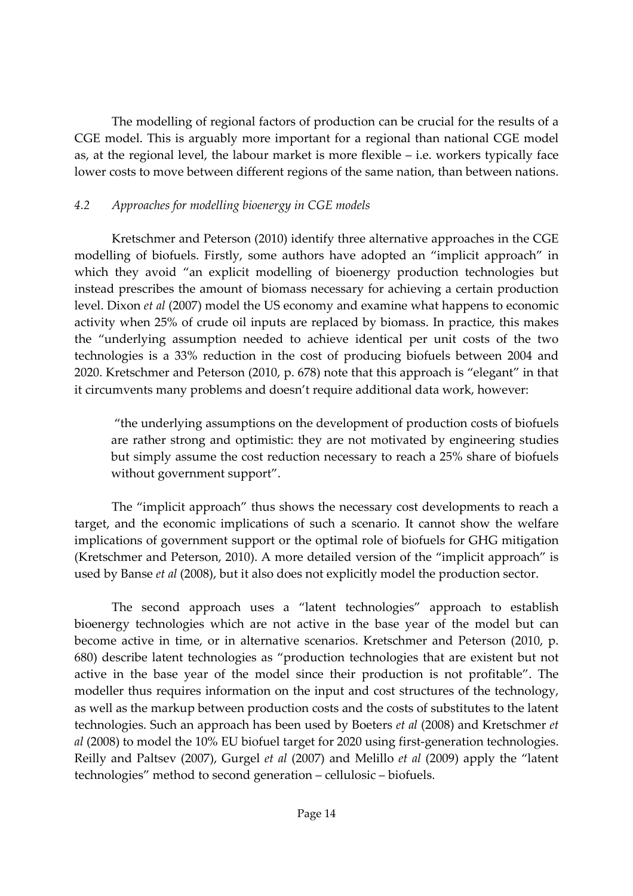The modelling of regional factors of production can be crucial for the results of a CGE model. This is arguably more important for a regional than national CGE model as, at the regional level, the labour market is more flexible – i.e. workers typically face lower costs to move between different regions of the same nation, than between nations.

### *4.2 Approaches for modelling bioenergy in CGE models*

Kretschmer and Peterson (2010) identify three alternative approaches in the CGE modelling of biofuels. Firstly, some authors have adopted an "implicit approach" in which they avoid "an explicit modelling of bioenergy production technologies but instead prescribes the amount of biomass necessary for achieving a certain production level. Dixon *et al* (2007) model the US economy and examine what happens to economic activity when 25% of crude oil inputs are replaced by biomass. In practice, this makes the "underlying assumption needed to achieve identical per unit costs of the two technologies is a 33% reduction in the cost of producing biofuels between 2004 and 2020. Kretschmer and Peterson (2010, p. 678) note that this approach is "elegant" in that it circumvents many problems and doesn't require additional data work, however:

> "the underlying assumptions on the development of production costs of biofuels are rather strong and optimistic: they are not motivated by engineering studies but simply assume the cost reduction necessary to reach a 25% share of biofuels without government support".

The "implicit approach" thus shows the necessary cost developments to reach a target, and the economic implications of such a scenario. It cannot show the welfare implications of government support or the optimal role of biofuels for GHG mitigation (Kretschmer and Peterson, 2010). A more detailed version of the "implicit approach" is used by Banse *et al* (2008), but it also does not explicitly model the production sector.

The second approach uses a "latent technologies" approach to establish bioenergy technologies which are not active in the base year of the model but can become active in time, or in alternative scenarios. Kretschmer and Peterson (2010, p. 680) describe latent technologies as "production technologies that are existent but not active in the base year of the model since their production is not profitable". The modeller thus requires information on the input and cost structures of the technology, as well as the markup between production costs and the costs of substitutes to the latent technologies. Such an approach has been used by Boeters *et al* (2008) and Kretschmer *et al* (2008) to model the 10% EU biofuel target for 2020 using first-generation technologies. Reilly and Paltsev (2007), Gurgel *et al* (2007) and Melillo *et al* (2009) apply the "latent technologies" method to second generation – cellulosic – biofuels.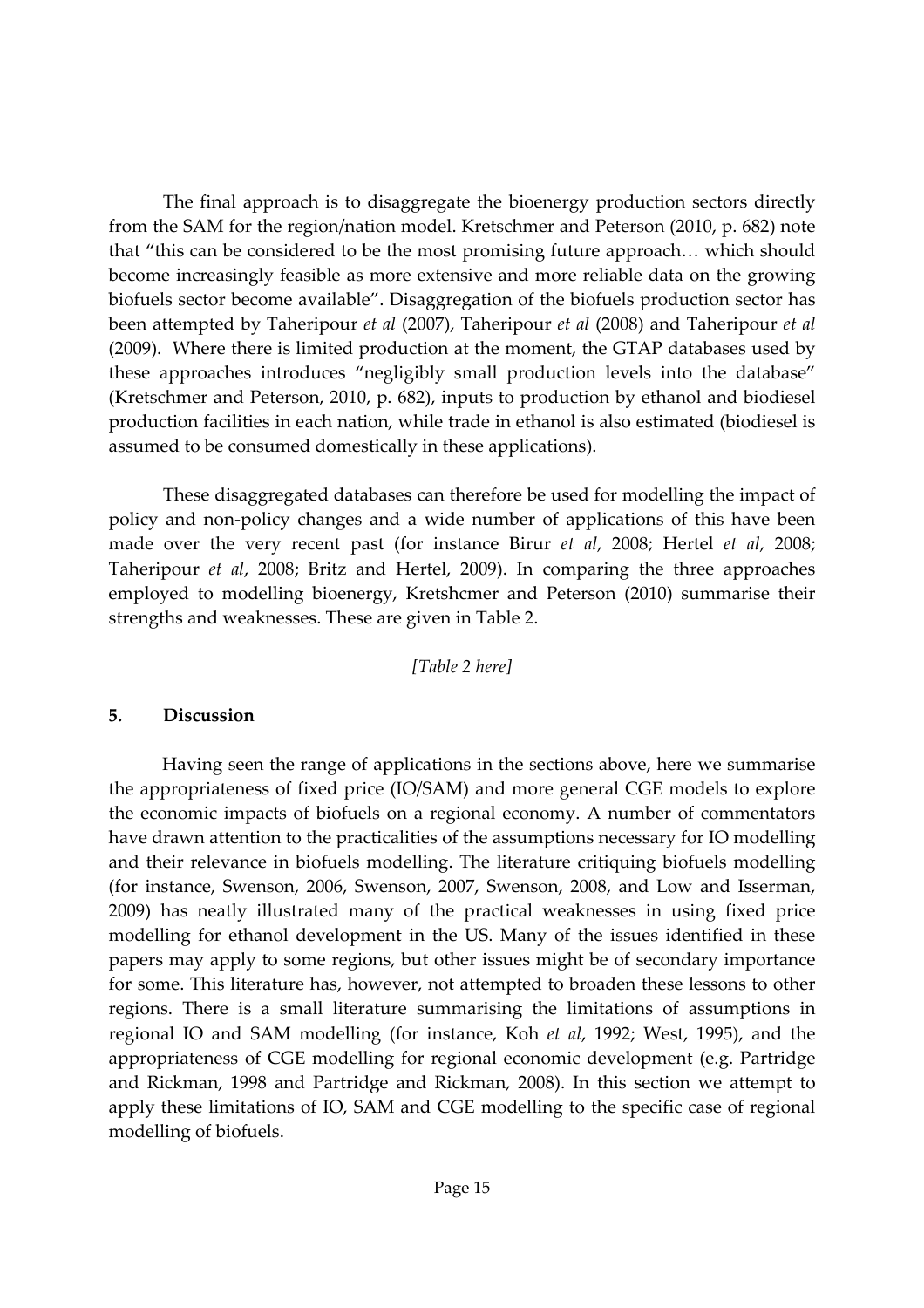The final approach is to disaggregate the bioenergy production sectors directly from the SAM for the region/nation model. Kretschmer and Peterson (2010, p. 682) note that "this can be considered to be the most promising future approach… which should become increasingly feasible as more extensive and more reliable data on the growing biofuels sector become available". Disaggregation of the biofuels production sector has been attempted by Taheripour *et al* (2007), Taheripour *et al* (2008) and Taheripour *et al* (2009). Where there is limited production at the moment, the GTAP databases used by these approaches introduces "negligibly small production levels into the database" (Kretschmer and Peterson, 2010, p. 682), inputs to production by ethanol and biodiesel production facilities in each nation, while trade in ethanol is also estimated (biodiesel is assumed to be consumed domestically in these applications).

These disaggregated databases can therefore be used for modelling the impact of policy and non-policy changes and a wide number of applications of this have been made over the very recent past (for instance Birur *et al*, 2008; Hertel *et al*, 2008; Taheripour *et al*, 2008; Britz and Hertel, 2009). In comparing the three approaches employed to modelling bioenergy, Kretshcmer and Peterson (2010) summarise their strengths and weaknesses. These are given in Table 2.

*[Table 2 here]*

## 5. Discussion

Having seen the range of applications in the sections above, here we summarise the appropriateness of fixed price (IO/SAM) and more general CGE models to explore the economic impacts of biofuels on a regional economy. A number of commentators have drawn attention to the practicalities of the assumptions necessary for IO modelling and their relevance in biofuels modelling. The literature critiquing biofuels modelling (for instance, Swenson, 2006, Swenson, 2007, Swenson, 2008, and Low and Isserman, 2009) has neatly illustrated many of the practical weaknesses in using fixed price modelling for ethanol development in the US. Many of the issues identified in these papers may apply to some regions, but other issues might be of secondary importance for some. This literature has, however, not attempted to broaden these lessons to other regions. There is a small literature summarising the limitations of assumptions in regional IO and SAM modelling (for instance, Koh *et al*, 1992; West, 1995), and the appropriateness of CGE modelling for regional economic development (e.g. Partridge and Rickman, 1998 and Partridge and Rickman, 2008). In this section we attempt to apply these limitations of IO, SAM and CGE modelling to the specific case of regional modelling of biofuels.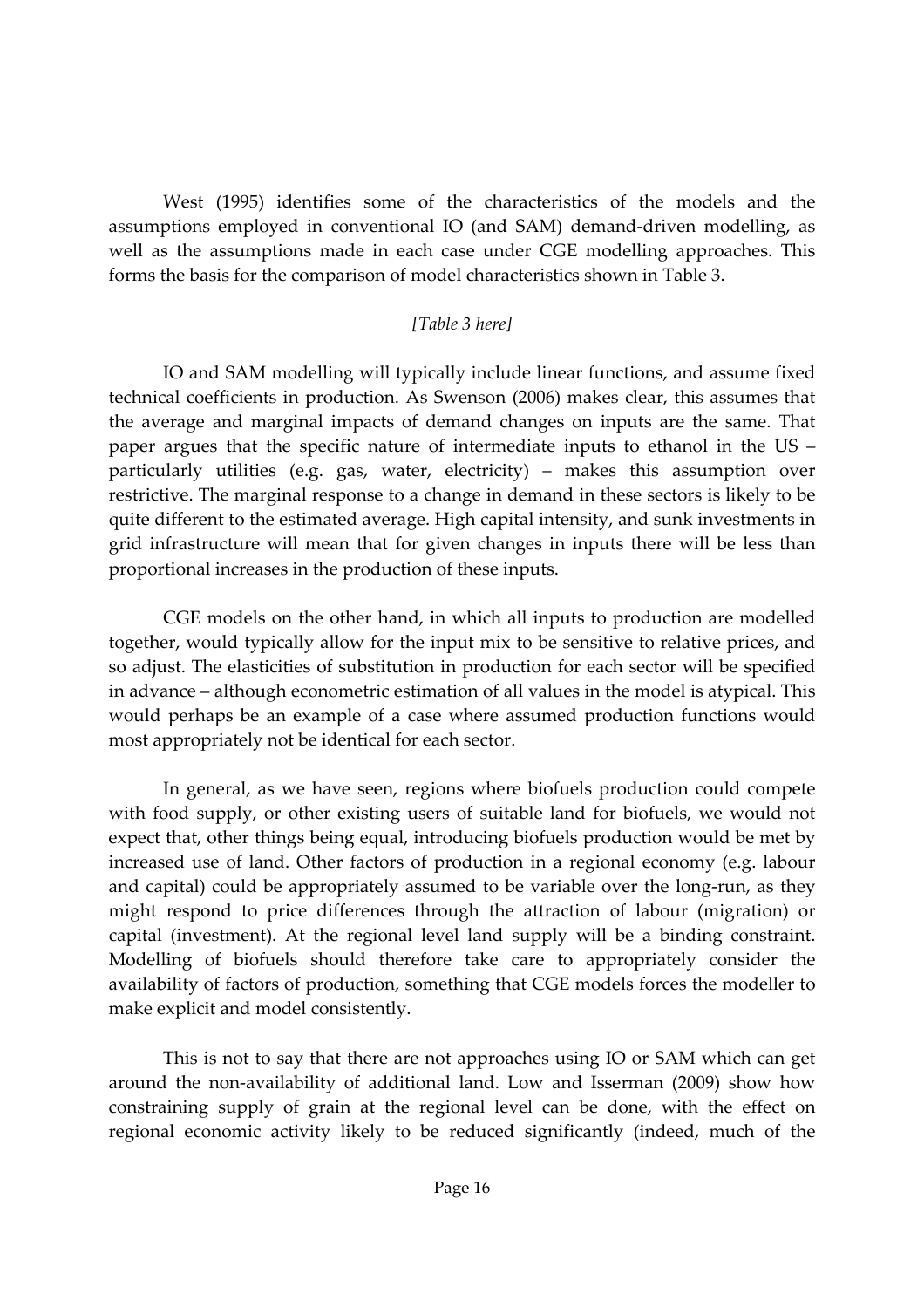West (1995) identifies some of the characteristics of the models and the assumptions employed in conventional IO (and SAM) demand-driven modelling, as well as the assumptions made in each case under CGE modelling approaches. This forms the basis for the comparison of model characteristics shown in Table 3.

*[Table 3 here]*

IO and SAM modelling will typically include linear functions, and assume fixed technical coefficients in production. As Swenson (2006) makes clear, this assumes that the average and marginal impacts of demand changes on inputs are the same. That paper argues that the specific nature of intermediate inputs to ethanol in the US – particularly utilities (e.g. gas, water, electricity) – makes this assumption over restrictive. The marginal response to a change in demand in these sectors is likely to be quite different to the estimated average. High capital intensity, and sunk investments in grid infrastructure will mean that for given changes in inputs there will be less than proportional increases in the production of these inputs.

CGE models on the other hand, in which all inputs to production are modelled together, would typically allow for the input mix to be sensitive to relative prices, and so adjust. The elasticities of substitution in production for each sector will be specified in advance – although econometric estimation of all values in the model is atypical. This would perhaps be an example of a case where assumed production functions would most appropriately not be identical for each sector.

In general, as we have seen, regions where biofuels production could compete with food supply, or other existing users of suitable land for biofuels, we would not expect that, other things being equal, introducing biofuels production would be met by increased use of land. Other factors of production in a regional economy (e.g. labour and capital) could be appropriately assumed to be variable over the long-run, as they might respond to price differences through the attraction of labour (migration) or capital (investment). At the regional level land supply will be a binding constraint. Modelling of biofuels should therefore take care to appropriately consider the availability of factors of production, something that CGE models forces the modeller to make explicit and model consistently.

This is not to say that there are not approaches using IO or SAM which can get around the non-availability of additional land. Low and Isserman (2009) show how constraining supply of grain at the regional level can be done, with the effect on regional economic activity likely to be reduced significantly (indeed, much of the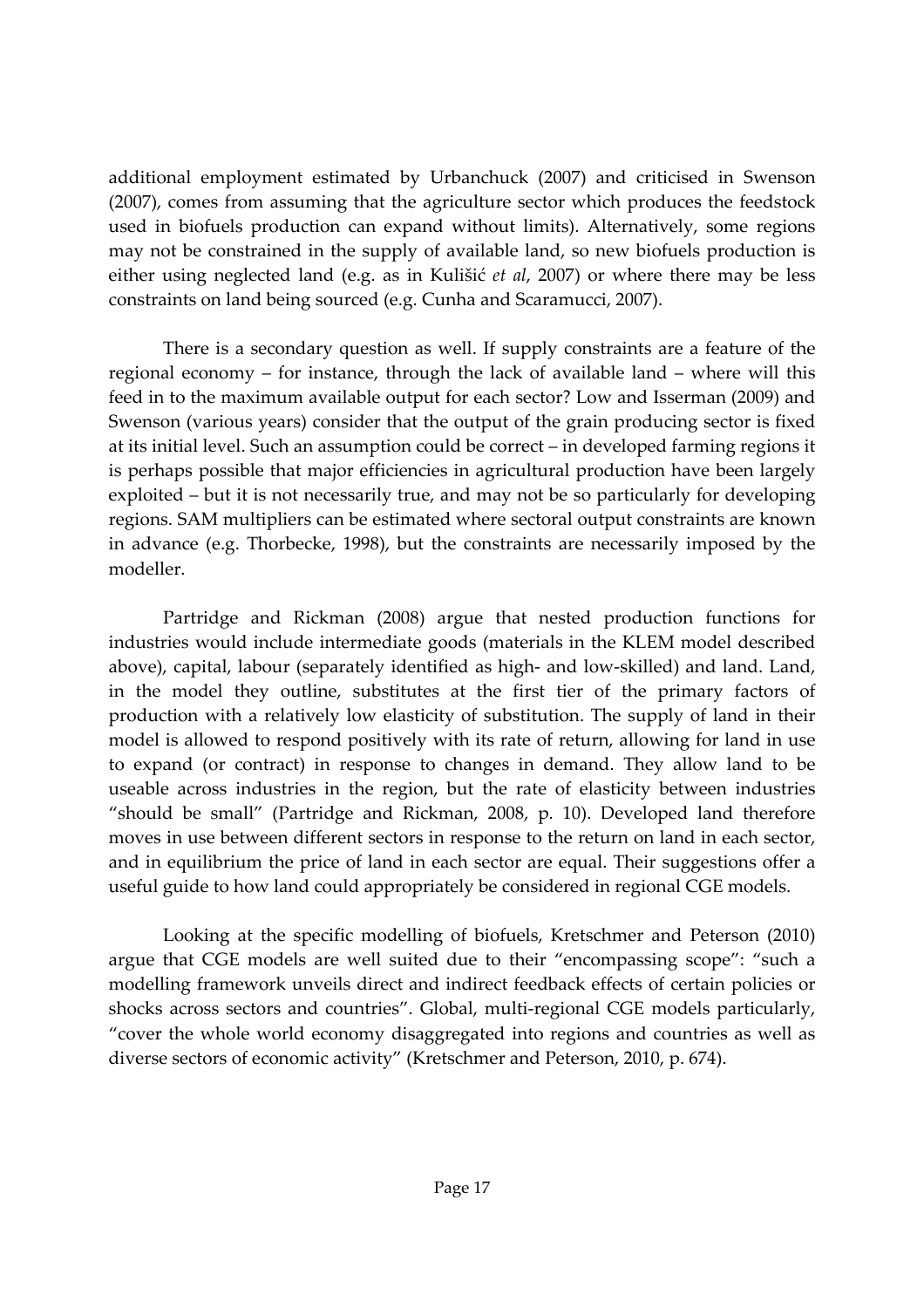additional employment estimated by Urbanchuck (2007) and criticised in Swenson (2007), comes from assuming that the agriculture sector which produces the feedstock used in biofuels production can expand without limits). Alternatively, some regions may not be constrained in the supply of available land, so new biofuels production is either using neglected land (e.g. as in Kulišić *et al*, 2007) or where there may be less constraints on land being sourced (e.g. Cunha and Scaramucci, 2007).

There is a secondary question as well. If supply constraints are a feature of the regional economy – for instance, through the lack of available land – where will this feed in to the maximum available output for each sector? Low and Isserman (2009) and Swenson (various years) consider that the output of the grain producing sector is fixed at its initial level. Such an assumption could be correct – in developed farming regions it is perhaps possible that major efficiencies in agricultural production have been largely exploited – but it is not necessarily true, and may not be so particularly for developing regions. SAM multipliers can be estimated where sectoral output constraints are known in advance (e.g. Thorbecke, 1998), but the constraints are necessarily imposed by the modeller.

Partridge and Rickman (2008) argue that nested production functions for industries would include intermediate goods (materials in the KLEM model described above), capital, labour (separately identified as high- and low-skilled) and land. Land, in the model they outline, substitutes at the first tier of the primary factors of production with a relatively low elasticity of substitution. The supply of land in their model is allowed to respond positively with its rate of return, allowing for land in use to expand (or contract) in response to changes in demand. They allow land to be useable across industries in the region, but the rate of elasticity between industries "should be small" (Partridge and Rickman, 2008, p. 10). Developed land therefore moves in use between different sectors in response to the return on land in each sector, and in equilibrium the price of land in each sector are equal. Their suggestions offer a useful guide to how land could appropriately be considered in regional CGE models.

Looking at the specific modelling of biofuels, Kretschmer and Peterson (2010) argue that CGE models are well suited due to their "encompassing scope": "such a modelling framework unveils direct and indirect feedback effects of certain policies or shocks across sectors and countries". Global, multi-regional CGE models particularly, "cover the whole world economy disaggregated into regions and countries as well as diverse sectors of economic activity" (Kretschmer and Peterson, 2010, p. 674).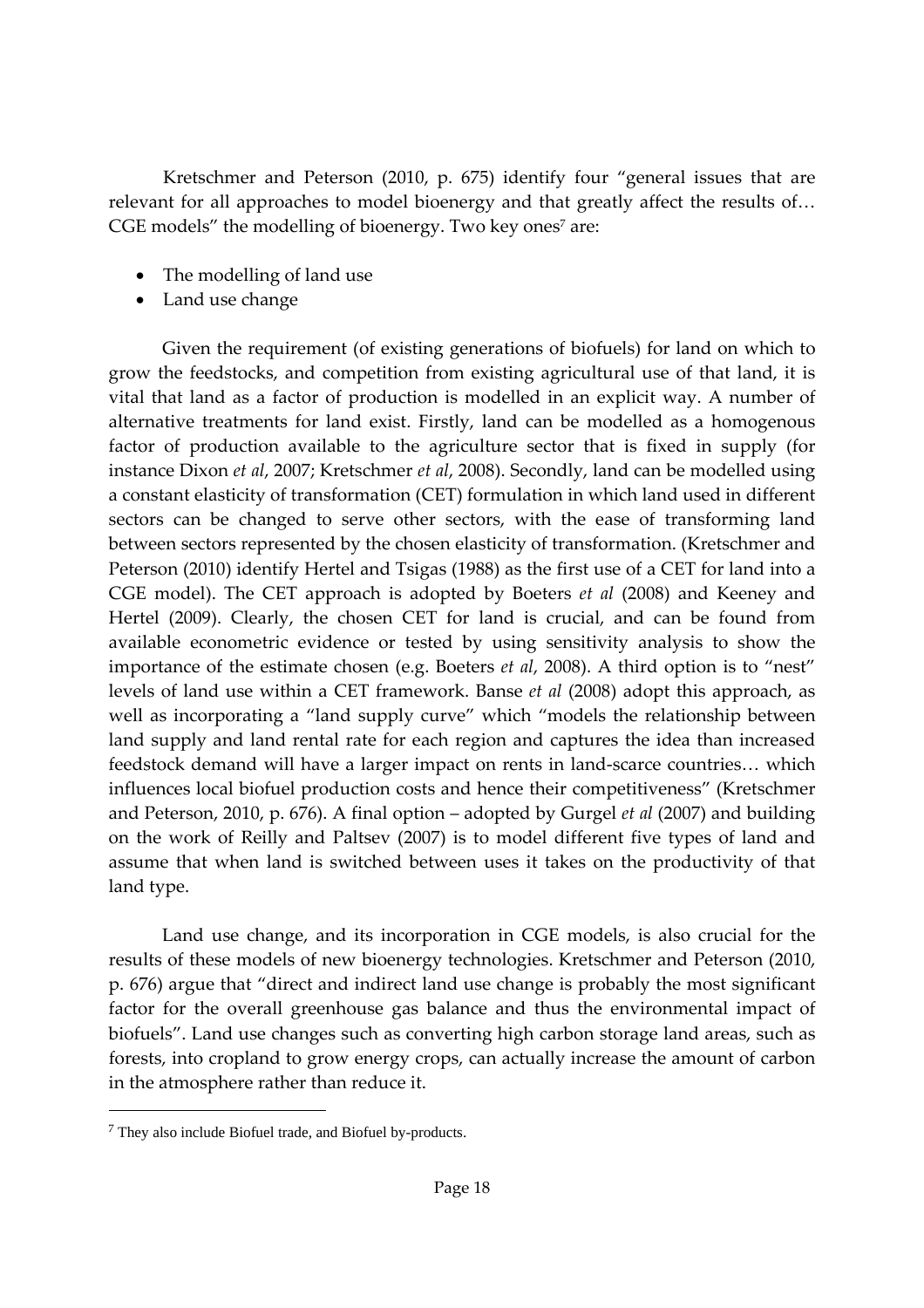Kretschmer and Peterson (2010, p. 675) identify four "general issues that are relevant for all approaches to model bioenergy and that greatly affect the results of… CGE models" the modelling of bioenergy. Two key ones[7] are:

- The modelling of land use
- Land use change

Given the requirement (of existing generations of biofuels) for land on which to grow the feedstocks, and competition from existing agricultural use of that land, it is vital that land as a factor of production is modelled in an explicit way. A number of alternative treatments for land exist. Firstly, land can be modelled as a homogenous factor of production available to the agriculture sector that is fixed in supply (for instance Dixon *et al*, 2007; Kretschmer *et al*, 2008). Secondly, land can be modelled using a constant elasticity of transformation (CET) formulation in which land used in different sectors can be changed to serve other sectors, with the ease of transforming land between sectors represented by the chosen elasticity of transformation. (Kretschmer and Peterson (2010) identify Hertel and Tsigas (1988) as the first use of a CET for land into a CGE model). The CET approach is adopted by Boeters *et al* (2008) and Keeney and Hertel (2009). Clearly, the chosen CET for land is crucial, and can be found from available econometric evidence or tested by using sensitivity analysis to show the importance of the estimate chosen (e.g. Boeters *et al*, 2008). A third option is to "nest" levels of land use within a CET framework. Banse *et al* (2008) adopt this approach, as well as incorporating a "land supply curve" which "models the relationship between land supply and land rental rate for each region and captures the idea than increased feedstock demand will have a larger impact on rents in land-scarce countries… which influences local biofuel production costs and hence their competitiveness" (Kretschmer and Peterson, 2010, p. 676). A final option – adopted by Gurgel *et al* (2007) and building on the work of Reilly and Paltsev (2007) is to model different five types of land and assume that when land is switched between uses it takes on the productivity of that land type.

Land use change, and its incorporation in CGE models, is also crucial for the results of these models of new bioenergy technologies. Kretschmer and Peterson (2010, p. 676) argue that "direct and indirect land use change is probably the most significant factor for the overall greenhouse gas balance and thus the environmental impact of biofuels". Land use changes such as converting high carbon storage land areas, such as forests, into cropland to grow energy crops, can actually increase the amount of carbon in the atmosphere rather than reduce it.

[7] They also include Biofuel trade, and Biofuel by-products.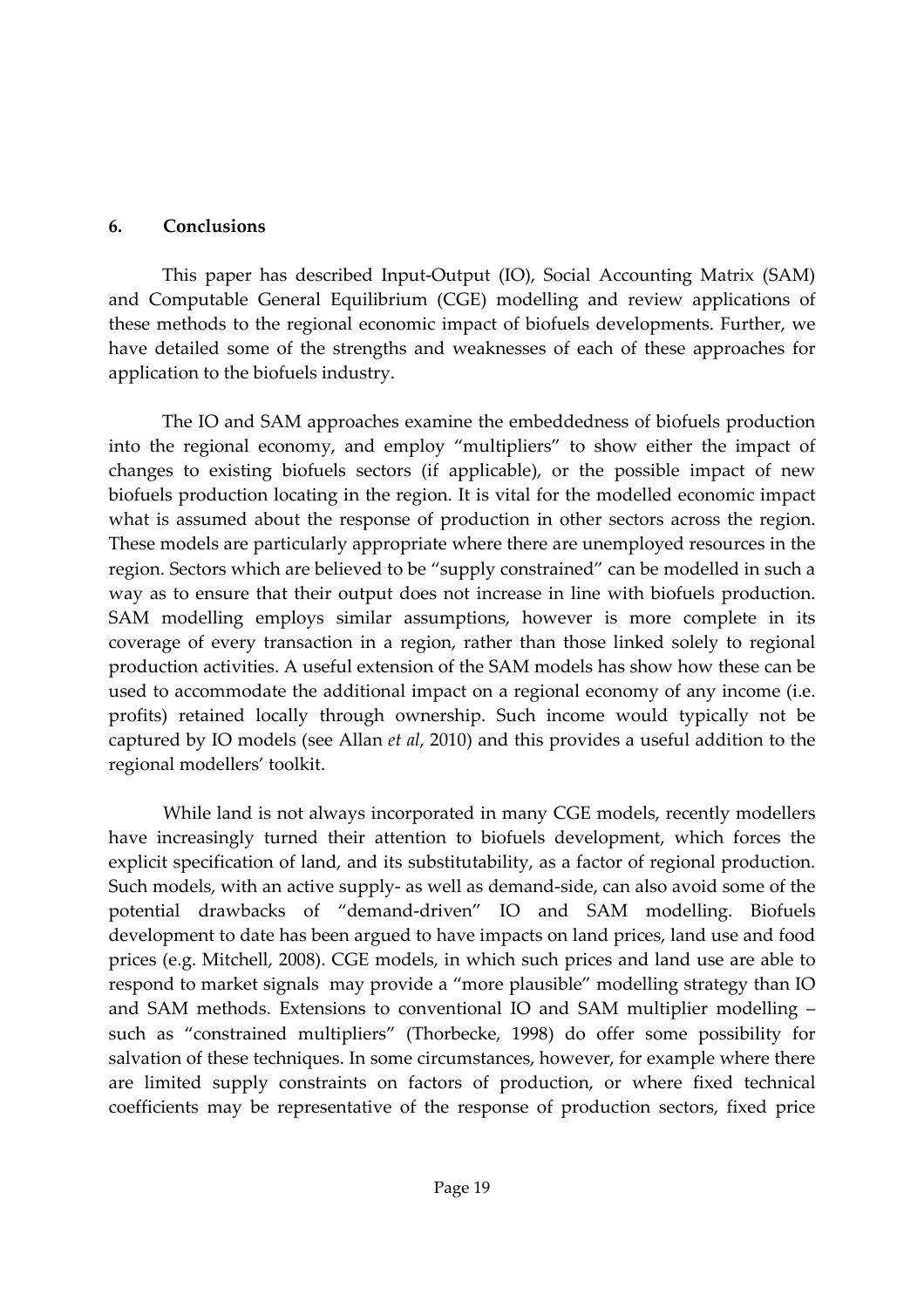## 6. Conclusions

This paper has described Input-Output (IO), Social Accounting Matrix (SAM) and Computable General Equilibrium (CGE) modelling and review applications of these methods to the regional economic impact of biofuels developments. Further, we have detailed some of the strengths and weaknesses of each of these approaches for application to the biofuels industry.

The IO and SAM approaches examine the embeddedness of biofuels production into the regional economy, and employ "multipliers" to show either the impact of changes to existing biofuels sectors (if applicable), or the possible impact of new biofuels production locating in the region. It is vital for the modelled economic impact what is assumed about the response of production in other sectors across the region. These models are particularly appropriate where there are unemployed resources in the region. Sectors which are believed to be "supply constrained" can be modelled in such a way as to ensure that their output does not increase in line with biofuels production. SAM modelling employs similar assumptions, however is more complete in its coverage of every transaction in a region, rather than those linked solely to regional production activities. A useful extension of the SAM models has show how these can be used to accommodate the additional impact on a regional economy of any income (i.e. profits) retained locally through ownership. Such income would typically not be captured by IO models (see Allan *et al*, 2010) and this provides a useful addition to the regional modellers' toolkit.

While land is not always incorporated in many CGE models, recently modellers have increasingly turned their attention to biofuels development, which forces the explicit specification of land, and its substitutability, as a factor of regional production. Such models, with an active supply- as well as demand-side, can also avoid some of the potential drawbacks of "demand-driven" IO and SAM modelling. Biofuels development to date has been argued to have impacts on land prices, land use and food prices (e.g. Mitchell, 2008). CGE models, in which such prices and land use are able to respond to market signals may provide a "more plausible" modelling strategy than IO and SAM methods. Extensions to conventional IO and SAM multiplier modelling – such as "constrained multipliers" (Thorbecke, 1998) do offer some possibility for salvation of these techniques. In some circumstances, however, for example where there are limited supply constraints on factors of production, or where fixed technical coefficients may be representative of the response of production sectors, fixed price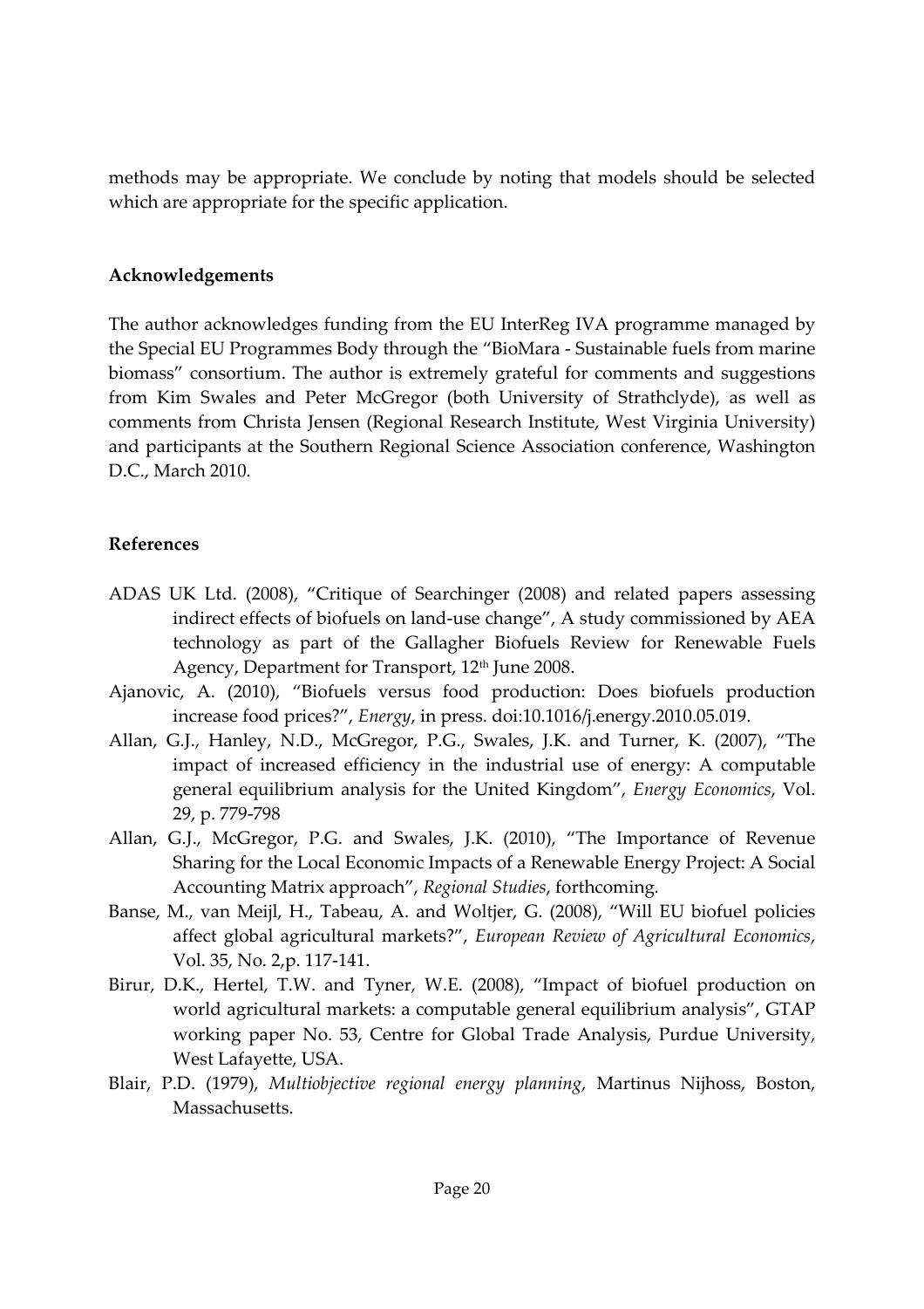methods may be appropriate. We conclude by noting that models should be selected which are appropriate for the specific application.

## Acknowledgements

The author acknowledges funding from the EU InterReg IVA programme managed by the Special EU Programmes Body through the "BioMara - Sustainable fuels from marine biomass" consortium. The author is extremely grateful for comments and suggestions from Kim Swales and Peter McGregor (both University of Strathclyde), as well as comments from Christa Jensen (Regional Research Institute, West Virginia University) and participants at the Southern Regional Science Association conference, Washington D.C., March 2010.

## References

ADAS UK Ltd. (2008), "Critique of Searchinger (2008) and related papers assessing indirect effects of biofuels on land-use change", A study commissioned by AEA technology as part of the Gallagher Biofuels Review for Renewable Fuels Agency, Department for Transport, 12th June 2008.

Ajanovic, A. (2010), "Biofuels versus food production: Does biofuels production increase food prices?", *Energy*, in press. doi:10.1016/j.energy.2010.05.019.

Allan, G.J., Hanley, N.D., McGregor, P.G., Swales, J.K. and Turner, K. (2007), "The impact of increased efficiency in the industrial use of energy: A computable general equilibrium analysis for the United Kingdom", *Energy Economics*, Vol. 29, p. 779-798

Allan, G.J., McGregor, P.G. and Swales, J.K. (2010), "The Importance of Revenue Sharing for the Local Economic Impacts of a Renewable Energy Project: A Social Accounting Matrix approach", *Regional Studies*, forthcoming.

Banse, M., van Meijl, H., Tabeau, A. and Woltjer, G. (2008), "Will EU biofuel policies affect global agricultural markets?", *European Review of Agricultural Economics*, Vol. 35, No. 2,p. 117-141.

Birur, D.K., Hertel, T.W. and Tyner, W.E. (2008), "Impact of biofuel production on world agricultural markets: a computable general equilibrium analysis", GTAP working paper No. 53, Centre for Global Trade Analysis, Purdue University, West Lafayette, USA.

Blair, P.D. (1979), *Multiobjective regional energy planning*, Martinus Nijhoss, Boston, Massachusetts.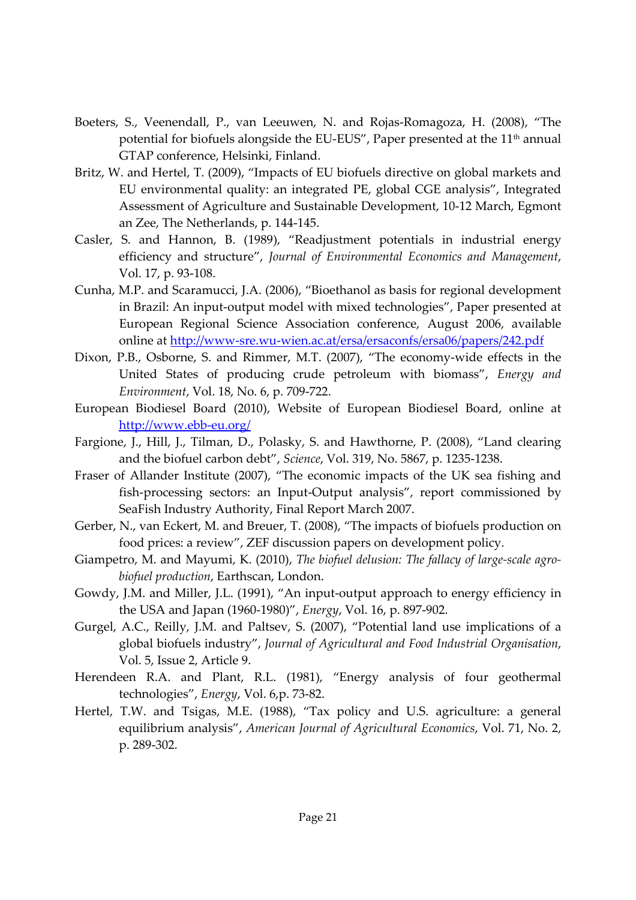Boeters, S., Veenendall, P., van Leeuwen, N. and Rojas-Romagoza, H. (2008), "The potential for biofuels alongside the EU-EUS", Paper presented at the 11[th] annual GTAP conference, Helsinki, Finland.

Britz, W. and Hertel, T. (2009), "Impacts of EU biofuels directive on global markets and EU environmental quality: an integrated PE, global CGE analysis", Integrated Assessment of Agriculture and Sustainable Development, 10-12 March, Egmont an Zee, The Netherlands, p. 144-145.

Casler, S. and Hannon, B. (1989), "Readjustment potentials in industrial energy efficiency and structure", *Journal of Environmental Economics and Management*, Vol. 17, p. 93-108.

Cunha, M.P. and Scaramucci, J.A. (2006), "Bioethanol as basis for regional development in Brazil: An input-output model with mixed technologies", Paper presented at European Regional Science Association conference, August 2006, available online at http://www-sre.wu-wien.ac.at/ersa/ersaconfs/ersa06/papers/242.pdf

Dixon, P.B., Osborne, S. and Rimmer, M.T. (2007), "The economy-wide effects in the United States of producing crude petroleum with biomass", *Energy and Environment*, Vol. 18, No. 6, p. 709-722.

European Biodiesel Board (2010), Website of European Biodiesel Board, online at http://www.ebb-eu.org/

Fargione, J., Hill, J., Tilman, D., Polasky, S. and Hawthorne, P. (2008), "Land clearing and the biofuel carbon debt", *Science*, Vol. 319, No. 5867, p. 1235-1238.

Fraser of Allander Institute (2007), "The economic impacts of the UK sea fishing and fish-processing sectors: an Input-Output analysis", report commissioned by SeaFish Industry Authority, Final Report March 2007.

Gerber, N., van Eckert, M. and Breuer, T. (2008), "The impacts of biofuels production on food prices: a review", ZEF discussion papers on development policy.

Giampetro, M. and Mayumi, K. (2010), *The biofuel delusion: The fallacy of large-scale agro-biofuel production*, Earthscan, London.

Gowdy, J.M. and Miller, J.L. (1991), "An input-output approach to energy efficiency in the USA and Japan (1960-1980)", *Energy*, Vol. 16, p. 897-902.

Gurgel, A.C., Reilly, J.M. and Paltsev, S. (2007), "Potential land use implications of a global biofuels industry", *Journal of Agricultural and Food Industrial Organisation*, Vol. 5, Issue 2, Article 9.

Herendeen R.A. and Plant, R.L. (1981), "Energy analysis of four geothermal technologies", *Energy*, Vol. 6,p. 73-82.

Hertel, T.W. and Tsigas, M.E. (1988), "Tax policy and U.S. agriculture: a general equilibrium analysis", *American Journal of Agricultural Economics*, Vol. 71, No. 2, p. 289-302.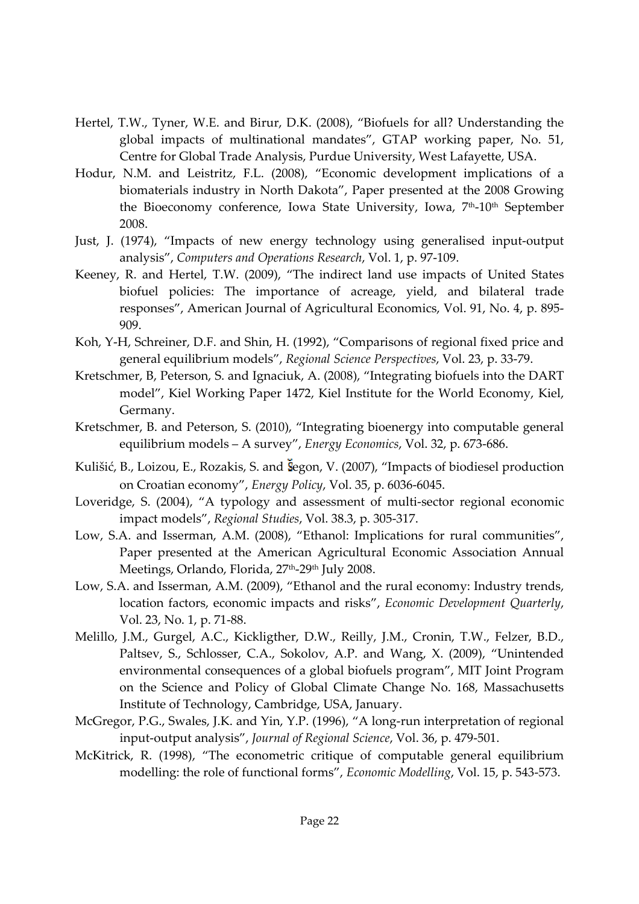Hertel, T.W., Tyner, W.E. and Birur, D.K. (2008), "Biofuels for all? Understanding the global impacts of multinational mandates", GTAP working paper, No. 51, Centre for Global Trade Analysis, Purdue University, West Lafayette, USA.

Hodur, N.M. and Leistritz, F.L. (2008), "Economic development implications of a biomaterials industry in North Dakota", Paper presented at the 2008 Growing the Bioeconomy conference, Iowa State University, Iowa, 7th-10th September 2008.

Just, J. (1974), "Impacts of new energy technology using generalised input-output analysis", *Computers and Operations Research*, Vol. 1, p. 97-109.

Keeney, R. and Hertel, T.W. (2009), "The indirect land use impacts of United States biofuel policies: The importance of acreage, yield, and bilateral trade responses", American Journal of Agricultural Economics, Vol. 91, No. 4, p. 895-909.

Koh, Y-H, Schreiner, D.F. and Shin, H. (1992), "Comparisons of regional fixed price and general equilibrium models", *Regional Science Perspectives*, Vol. 23, p. 33-79.

Kretschmer, B, Peterson, S. and Ignaciuk, A. (2008), "Integrating biofuels into the DART model", Kiel Working Paper 1472, Kiel Institute for the World Economy, Kiel, Germany.

Kretschmer, B. and Peterson, S. (2010), "Integrating bioenergy into computable general equilibrium models – A survey", *Energy Economics*, Vol. 32, p. 673-686.

Kulišić, B., Loizou, E., Rozakis, S. and Šegon, V. (2007), "Impacts of biodiesel production on Croatian economy", *Energy Policy*, Vol. 35, p. 6036-6045.

Loveridge, S. (2004), "A typology and assessment of multi-sector regional economic impact models", *Regional Studies*, Vol. 38.3, p. 305-317.

Low, S.A. and Isserman, A.M. (2008), "Ethanol: Implications for rural communities", Paper presented at the American Agricultural Economic Association Annual Meetings, Orlando, Florida, 27th-29th July 2008.

Low, S.A. and Isserman, A.M. (2009), "Ethanol and the rural economy: Industry trends, location factors, economic impacts and risks", *Economic Development Quarterly*, Vol. 23, No. 1, p. 71-88.

Melillo, J.M., Gurgel, A.C., Kickligther, D.W., Reilly, J.M., Cronin, T.W., Felzer, B.D., Paltsev, S., Schlosser, C.A., Sokolov, A.P. and Wang, X. (2009), "Unintended environmental consequences of a global biofuels program", MIT Joint Program on the Science and Policy of Global Climate Change No. 168, Massachusetts Institute of Technology, Cambridge, USA, January.

McGregor, P.G., Swales, J.K. and Yin, Y.P. (1996), "A long-run interpretation of regional input-output analysis", *Journal of Regional Science*, Vol. 36, p. 479-501.

McKitrick, R. (1998), "The econometric critique of computable general equilibrium modelling: the role of functional forms", *Economic Modelling*, Vol. 15, p. 543-573.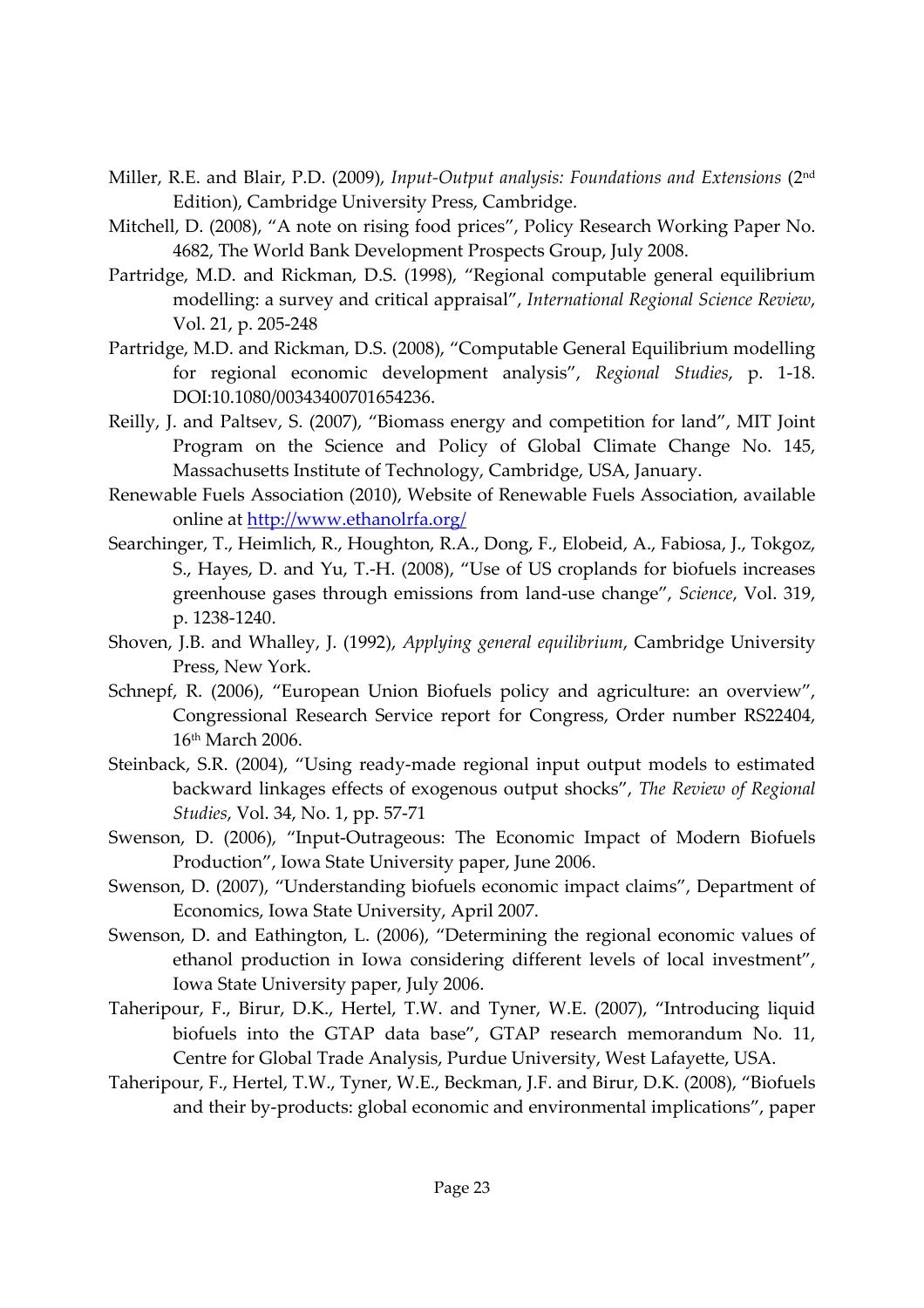Miller, R.E. and Blair, P.D. (2009), *Input-Output analysis: Foundations and Extensions* (2nd Edition), Cambridge University Press, Cambridge.

Mitchell, D. (2008), "A note on rising food prices", Policy Research Working Paper No. 4682, The World Bank Development Prospects Group, July 2008.

Partridge, M.D. and Rickman, D.S. (1998), "Regional computable general equilibrium modelling: a survey and critical appraisal", *International Regional Science Review*, Vol. 21, p. 205-248

Partridge, M.D. and Rickman, D.S. (2008), "Computable General Equilibrium modelling for regional economic development analysis", *Regional Studies*, p. 1-18. DOI:10.1080/00343400701654236.

Reilly, J. and Paltsev, S. (2007), "Biomass energy and competition for land", MIT Joint Program on the Science and Policy of Global Climate Change No. 145, Massachusetts Institute of Technology, Cambridge, USA, January.

Renewable Fuels Association (2010), Website of Renewable Fuels Association, available online at http://www.ethanolrfa.org/

Searchinger, T., Heimlich, R., Houghton, R.A., Dong, F., Elobeid, A., Fabiosa, J., Tokgoz, S., Hayes, D. and Yu, T.-H. (2008), "Use of US croplands for biofuels increases greenhouse gases through emissions from land-use change", *Science*, Vol. 319, p. 1238-1240.

Shoven, J.B. and Whalley, J. (1992), *Applying general equilibrium*, Cambridge University Press, New York.

Schnepf, R. (2006), "European Union Biofuels policy and agriculture: an overview", Congressional Research Service report for Congress, Order number RS22404, 16th March 2006.

Steinback, S.R. (2004), "Using ready-made regional input output models to estimated backward linkages effects of exogenous output shocks", *The Review of Regional Studies*, Vol. 34, No. 1, pp. 57-71

Swenson, D. (2006), "Input-Outrageous: The Economic Impact of Modern Biofuels Production", Iowa State University paper, June 2006.

Swenson, D. (2007), "Understanding biofuels economic impact claims", Department of Economics, Iowa State University, April 2007.

Swenson, D. and Eathington, L. (2006), "Determining the regional economic values of ethanol production in Iowa considering different levels of local investment", Iowa State University paper, July 2006.

Taheripour, F., Birur, D.K., Hertel, T.W. and Tyner, W.E. (2007), "Introducing liquid biofuels into the GTAP data base", GTAP research memorandum No. 11, Centre for Global Trade Analysis, Purdue University, West Lafayette, USA.

Taheripour, F., Hertel, T.W., Tyner, W.E., Beckman, J.F. and Birur, D.K. (2008), "Biofuels and their by-products: global economic and environmental implications", paper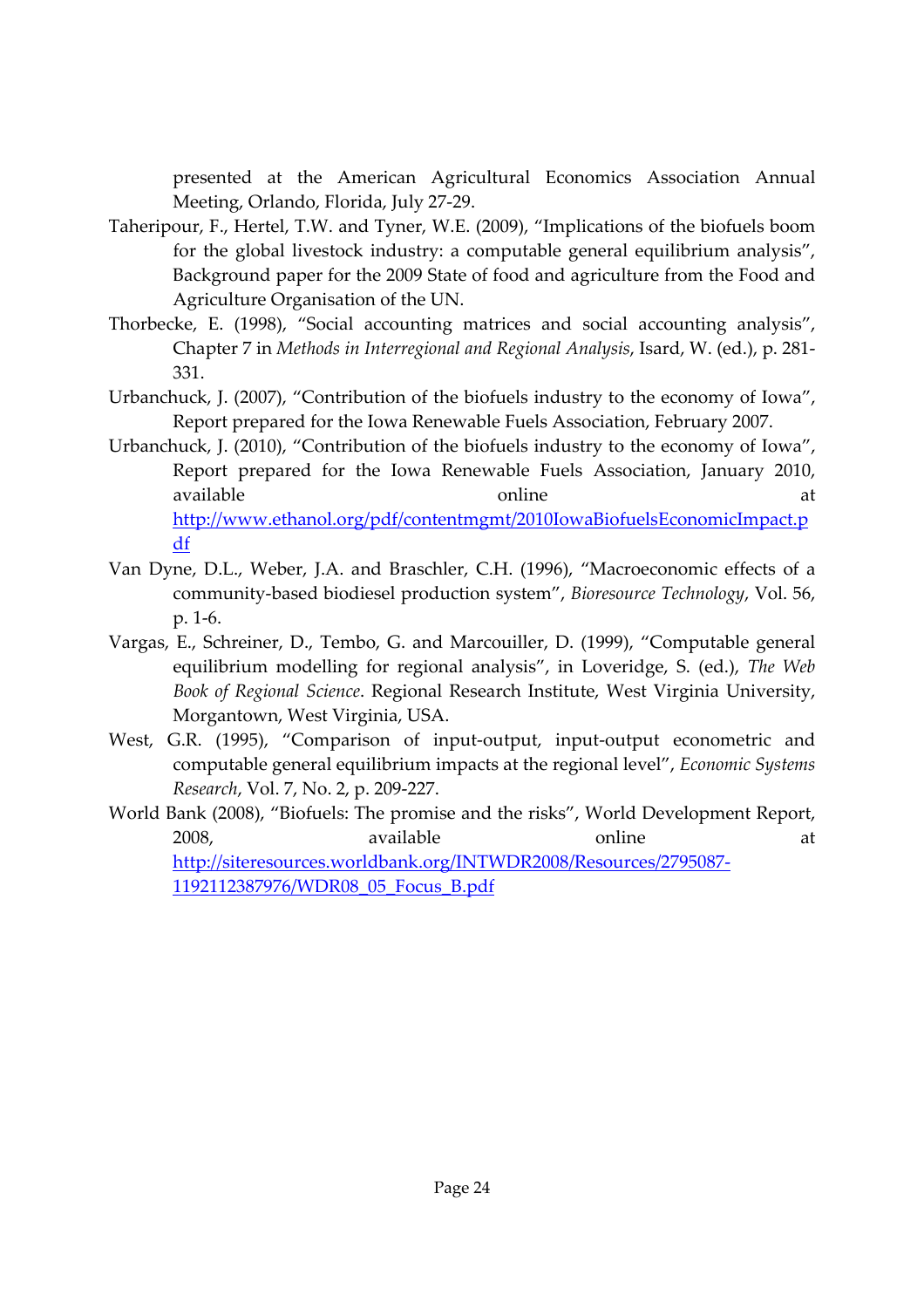presented at the American Agricultural Economics Association Annual Meeting, Orlando, Florida, July 27-29.

Taheripour, F., Hertel, T.W. and Tyner, W.E. (2009), "Implications of the biofuels boom for the global livestock industry: a computable general equilibrium analysis", Background paper for the 2009 State of food and agriculture from the Food and Agriculture Organisation of the UN.

Thorbecke, E. (1998), "Social accounting matrices and social accounting analysis", Chapter 7 in *Methods in Interregional and Regional Analysis*, Isard, W. (ed.), p. 281-331.

Urbanchuck, J. (2007), "Contribution of the biofuels industry to the economy of Iowa", Report prepared for the Iowa Renewable Fuels Association, February 2007.

Urbanchuck, J. (2010), "Contribution of the biofuels industry to the economy of Iowa", Report prepared for the Iowa Renewable Fuels Association, January 2010, available online at http://www.ethanol.org/pdf/contentmgmt/2010IowaBiofuelsEconomicImpact.pdf

Van Dyne, D.L., Weber, J.A. and Braschler, C.H. (1996), "Macroeconomic effects of a community-based biodiesel production system", *Bioresource Technology*, Vol. 56, p. 1-6.

Vargas, E., Schreiner, D., Tembo, G. and Marcouiller, D. (1999), "Computable general equilibrium modelling for regional analysis", in Loveridge, S. (ed.), *The Web Book of Regional Science*. Regional Research Institute, West Virginia University, Morgantown, West Virginia, USA.

West, G.R. (1995), "Comparison of input-output, input-output econometric and computable general equilibrium impacts at the regional level", *Economic Systems Research*, Vol. 7, No. 2, p. 209-227.

World Bank (2008), "Biofuels: The promise and the risks", World Development Report, 2008, available online at http://siteresources.worldbank.org/INTWDR2008/Resources/2795087-1192112387976/WDR08_05_Focus_B.pdf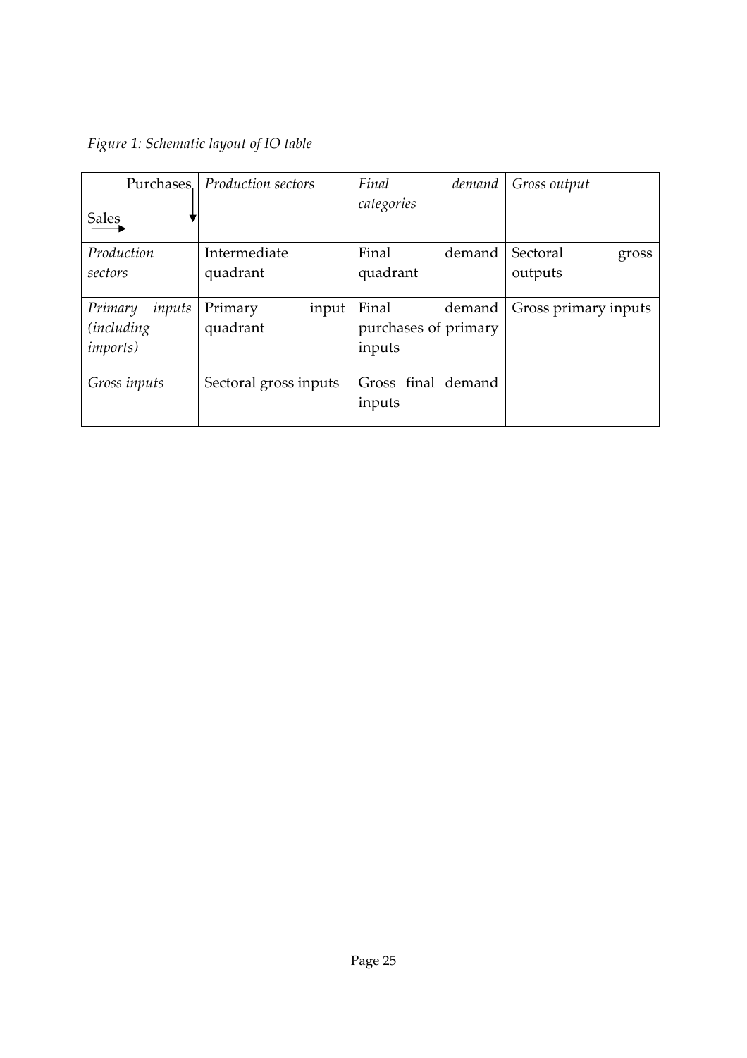*Figure 1: Schematic layout of IO table*

| Purchases ↓ / Sales → | *Production sectors* | *Final demand categories* | *Gross output* |
|---|---|---|---|
| *Production sectors* | Intermediate quadrant | Final demand quadrant | Sectoral gross outputs |
| *Primary inputs (including imports)* | Primary input quadrant | Final demand purchases of primary inputs | Gross primary inputs |
| *Gross inputs* | Sectoral gross inputs | Gross final demand inputs | |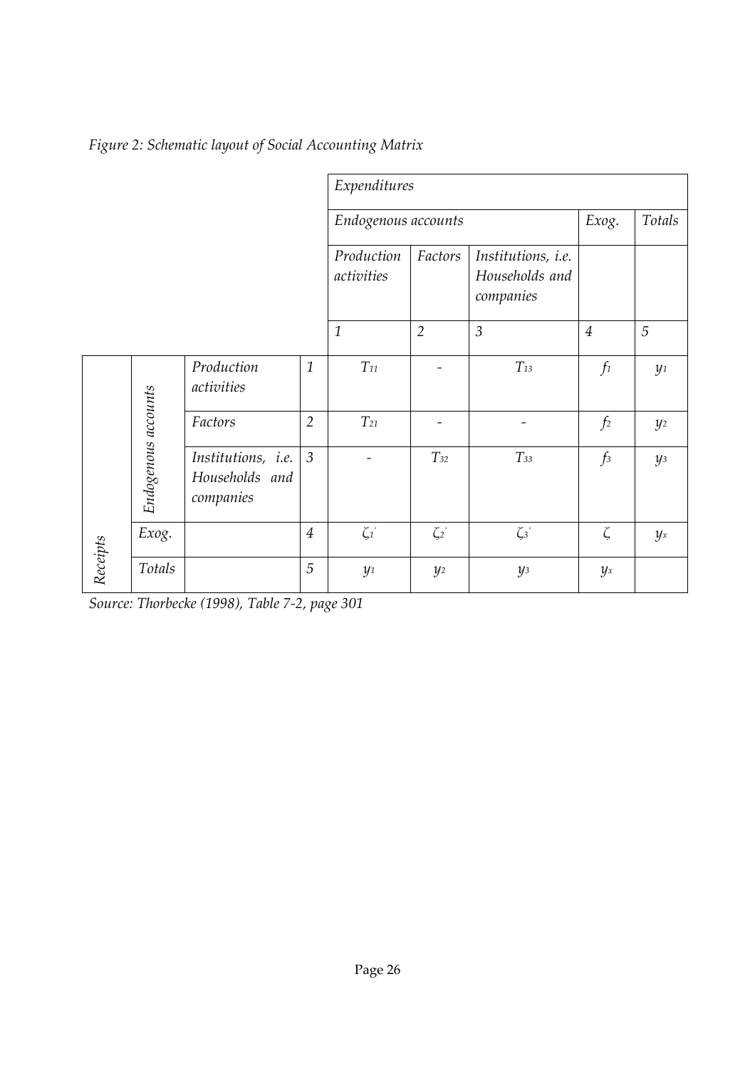*Figure 2: Schematic layout of Social Accounting Matrix*

| | | | | Expenditures | | | | |
|---|---|---|---|---|---|---|---|---|
| | | | | Endogenous accounts | | | Exog. | Totals |
| | | | | Production activities | Factors | Institutions, i.e. Households and companies | | |
| | | | | 1 | 2 | 3 | 4 | 5 |
| Receipts | Endogenous accounts | Production activities | 1 | $T_{11}$ | - | $T_{13}$ | $f_1$ | $y_1$ |
| | | Factors | 2 | $T_{21}$ | - | - | $f_2$ | $y_2$ |
| | | Institutions, i.e. Households and companies | 3 | - | $T_{32}$ | $T_{33}$ | $f_3$ | $y_3$ |
| | Exog. | | 4 | $\zeta_1'$ | $\zeta_2'$ | $\zeta_3'$ | $\zeta$ | $y_x$ |
| | Totals | | 5 | $y_1$ | $y_2$ | $y_3$ | $y_x$ | |

*Source: Thorbecke (1998), Table 7-2, page 301*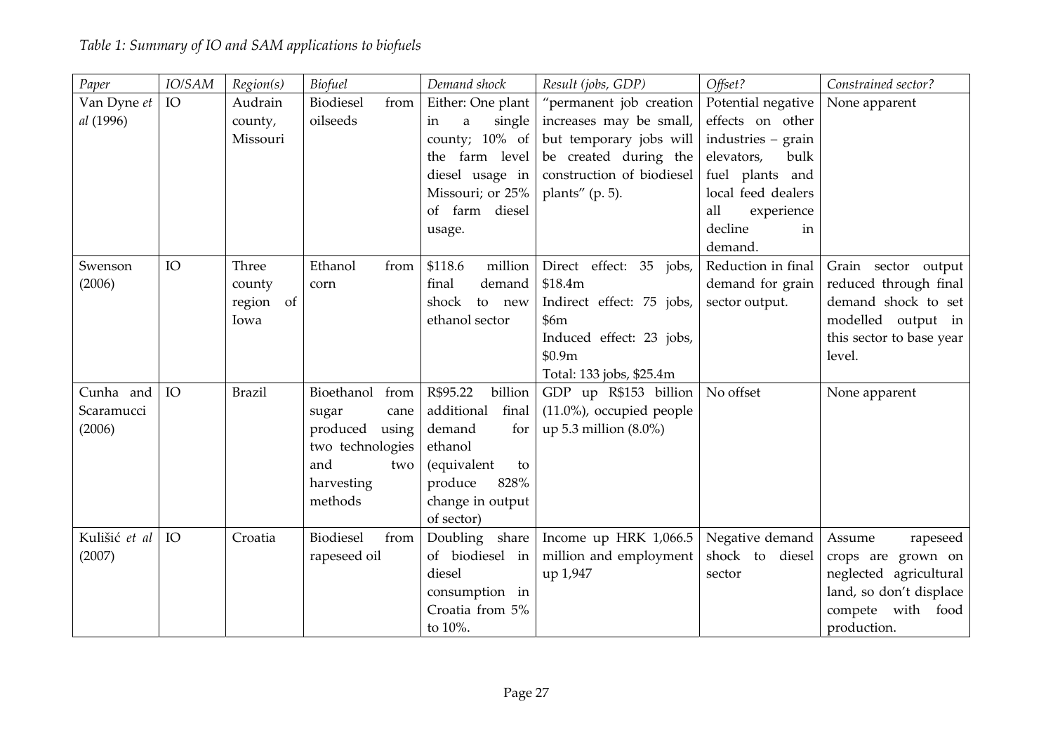*Table 1: Summary of IO and SAM applications to biofuels*

| *Paper* | *IO/SAM* | *Region(s)* | *Biofuel* | *Demand shock* | *Result (jobs, GDP)* | *Offset?* | *Constrained sector?* |
|---|---|---|---|---|---|---|---|
| Van Dyne *et al* (1996) | IO | Audrain county, Missouri | Biodiesel from oilseeds | Either: One plant in a single county; 10% of the farm level diesel usage in Missouri; or 25% of farm diesel usage. | "permanent job creation increases may be small, but temporary jobs will be created during the construction of biodiesel plants" (p. 5). | Potential negative effects on other industries – grain elevators, bulk fuel plants and local feed dealers all experience decline in demand. | None apparent |
| Swenson (2006) | IO | Three county region of Iowa | Ethanol from corn | \$118.6 million final demand shock to new ethanol sector | Direct effect: 35 jobs, \$18.4m<br>Indirect effect: 75 jobs, \$6m<br>Induced effect: 23 jobs, \$0.9m<br>Total: 133 jobs, \$25.4m | Reduction in final demand for grain sector output. | Grain sector output reduced through final demand shock to set modelled output in this sector to base year level. |
| Cunha and Scaramucci (2006) | IO | Brazil | Bioethanol from sugar cane produced using two technologies and two harvesting methods | R\$95.22 billion additional final demand for ethanol (equivalent to produce 828% change in output of sector) | GDP up R\$153 billion (11.0%), occupied people up 5.3 million (8.0%) | No offset | None apparent |
| Kulišić *et al* (2007) | IO | Croatia | Biodiesel from rapeseed oil | Doubling share of biodiesel in diesel consumption in Croatia from 5% to 10%. | Income up HRK 1,066.5 million and employment up 1,947 | Negative demand shock to diesel sector | Assume rapeseed crops are grown on neglected agricultural land, so don't displace compete with food production. |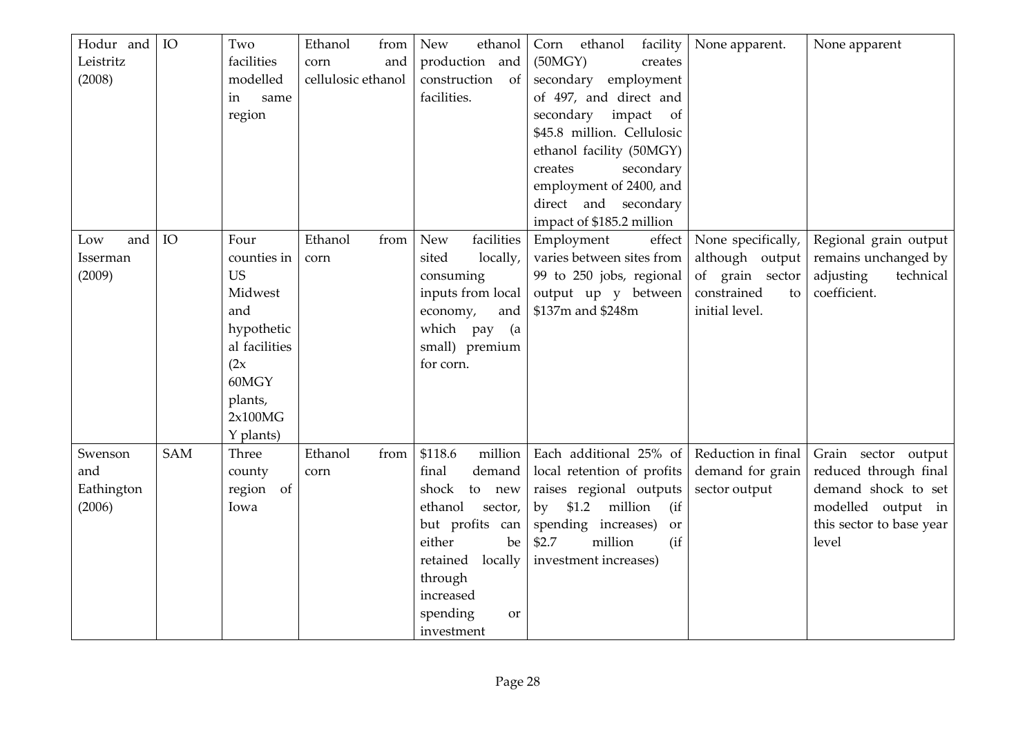| | | | | | | | |
|---|---|---|---|---|---|---|---|
| Hodur and Leistritz (2008) | IO | Two facilities modelled in same region | Ethanol from corn and cellulosic ethanol | New ethanol production and construction of facilities. | Corn ethanol facility (50MGY) creates secondary employment of 497, and direct and secondary impact of $45.8 million. Cellulosic ethanol facility (50MGY) creates secondary employment of 2400, and direct and secondary impact of $185.2 million | None apparent. | None apparent |
| Low and Isserman (2009) | IO | Four counties in US Midwest and hypothetical facilities (2x 60MGY plants, 2x100MGY plants) | Ethanol from corn | New facilities sited locally, consuming inputs from local economy, and which pay (a small) premium for corn. | Employment effect varies between sites from 99 to 250 jobs, regional output up y between $137m and $248m | None specifically, although output of grain sector constrained to initial level. | Regional grain output remains unchanged by adjusting technical coefficient. |
| Swenson and Eathington (2006) | SAM | Three county region of Iowa | Ethanol from corn | $118.6 million final demand shock to new ethanol sector, but profits can either be retained locally through increased spending or investment | Each additional 25% of local retention of profits raises regional outputs by $1.2 million (if spending increases) or $2.7 million (if investment increases) | Reduction in final demand for grain sector output | Grain sector output reduced through final demand shock to set modelled output in this sector to base year level |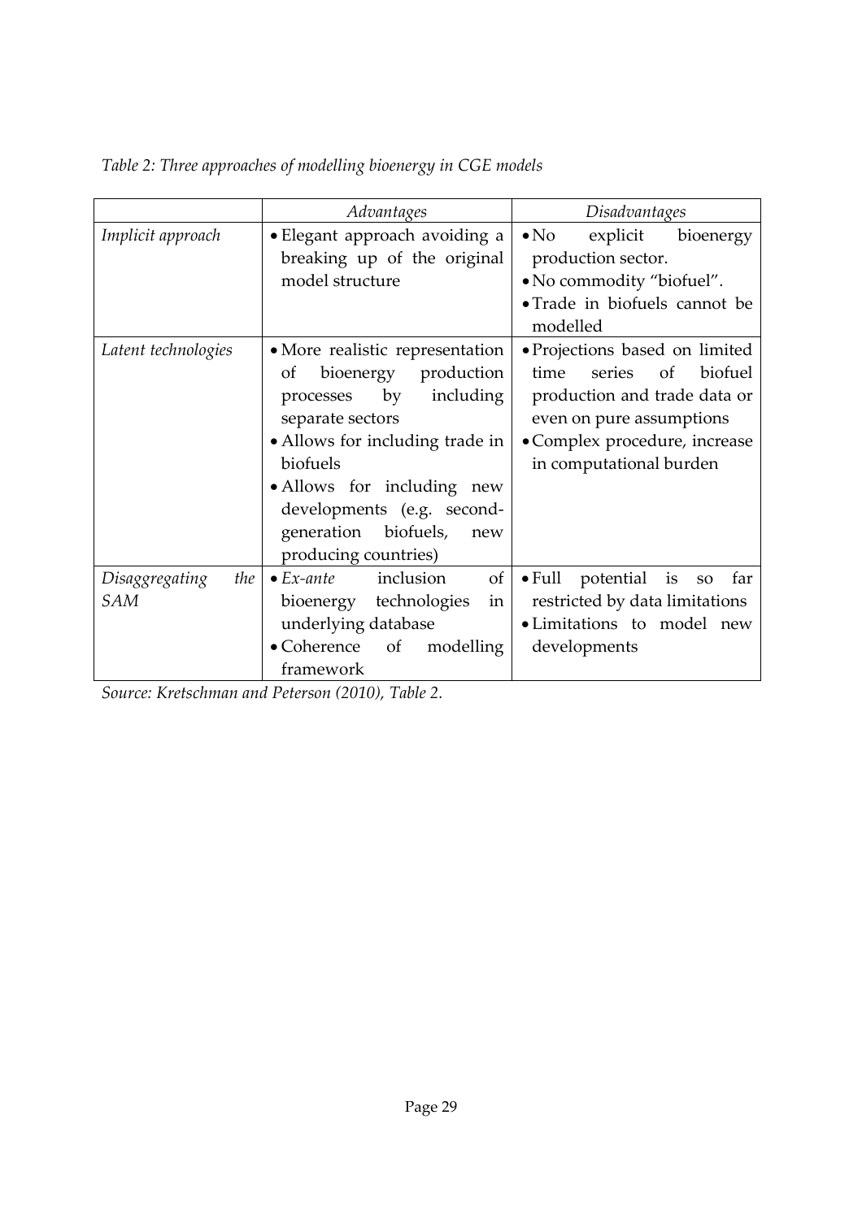*Table 2: Three approaches of modelling bioenergy in CGE models*

| | *Advantages* | *Disadvantages* |
|---|---|---|
| *Implicit approach* | • Elegant approach avoiding a breaking up of the original model structure | • No explicit bioenergy production sector.<br>• No commodity "biofuel".<br>• Trade in biofuels cannot be modelled |
| *Latent technologies* | • More realistic representation of bioenergy production processes by including separate sectors<br>• Allows for including trade in biofuels<br>• Allows for including new developments (e.g. second-generation biofuels, new producing countries) | • Projections based on limited time series of biofuel production and trade data or even on pure assumptions<br>• Complex procedure, increase in computational burden |
| *Disaggregating the SAM* | • *Ex-ante* inclusion of bioenergy technologies in underlying database<br>• Coherence of modelling framework | • Full potential is so far restricted by data limitations<br>• Limitations to model new developments |

*Source: Kretschman and Peterson (2010), Table 2.*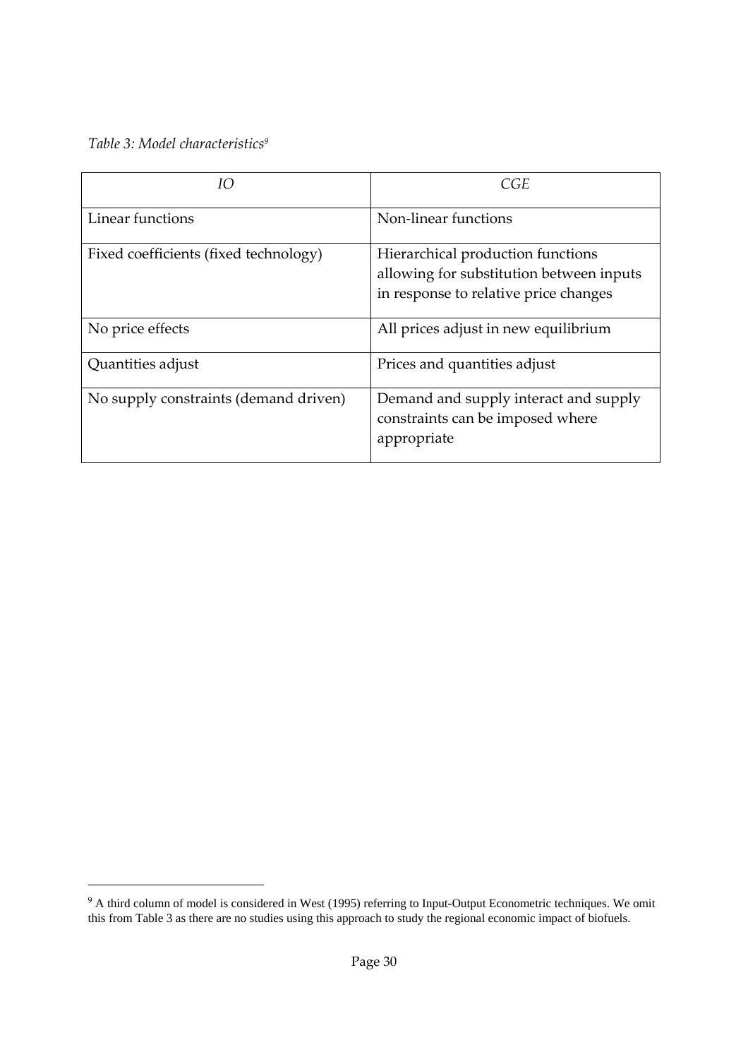*Table 3: Model characteristics*[9]

| *IO* | *CGE* |
|---|---|
| Linear functions | Non-linear functions |
| Fixed coefficients (fixed technology) | Hierarchical production functions allowing for substitution between inputs in response to relative price changes |
| No price effects | All prices adjust in new equilibrium |
| Quantities adjust | Prices and quantities adjust |
| No supply constraints (demand driven) | Demand and supply interact and supply constraints can be imposed where appropriate |

[9] A third column of model is considered in West (1995) referring to Input-Output Econometric techniques. We omit this from Table 3 as there are no studies using this approach to study the regional economic impact of biofuels.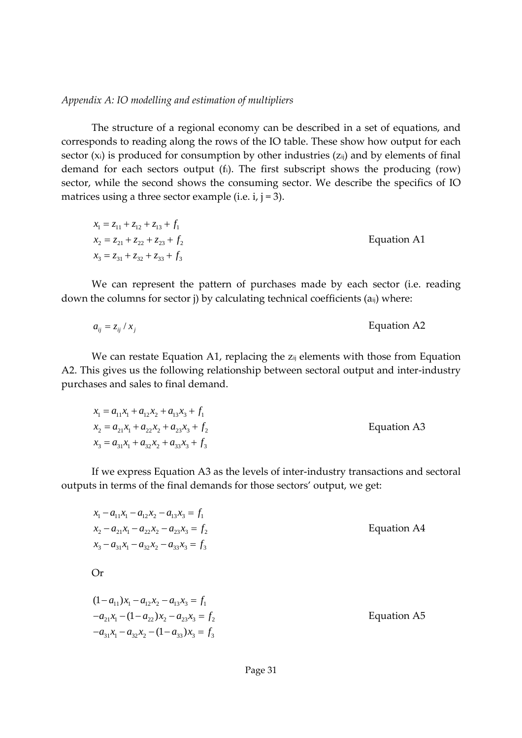*Appendix A: IO modelling and estimation of multipliers*

The structure of a regional economy can be described in a set of equations, and corresponds to reading along the rows of the IO table. These show how output for each sector ($x_i$) is produced for consumption by other industries ($z_{ij}$) and by elements of final demand for each sectors output ($f_i$). The first subscript shows the producing (row) sector, while the second shows the consuming sector. We describe the specifics of IO matrices using a three sector example (i.e. i, j = 3).

$$
\begin{aligned}
x_1 &= z_{11} + z_{12} + z_{13} + f_1 \\
x_2 &= z_{21} + z_{22} + z_{23} + f_2 \\
x_3 &= z_{31} + z_{32} + z_{33} + f_3
\end{aligned}
\qquad \text{Equation A1}
$$

We can represent the pattern of purchases made by each sector (i.e. reading down the columns for sector j) by calculating technical coefficients ($a_{ij}$) where:

$$
a_{ij} = z_{ij} / x_j \qquad \text{Equation A2}
$$

We can restate Equation A1, replacing the $z_{ij}$ elements with those from Equation A2. This gives us the following relationship between sectoral output and inter-industry purchases and sales to final demand.

$$
\begin{aligned}
x_1 &= a_{11}x_1 + a_{12}x_2 + a_{13}x_3 + f_1 \\
x_2 &= a_{21}x_1 + a_{22}x_2 + a_{23}x_3 + f_2 \\
x_3 &= a_{31}x_1 + a_{32}x_2 + a_{33}x_3 + f_3
\end{aligned}
\qquad \text{Equation A3}
$$

If we express Equation A3 as the levels of inter-industry transactions and sectoral outputs in terms of the final demands for those sectors' output, we get:

$$
\begin{aligned}
x_1 - a_{11}x_1 - a_{12}x_2 - a_{13}x_3 &= f_1 \\
x_2 - a_{21}x_1 - a_{22}x_2 - a_{23}x_3 &= f_2 \\
x_3 - a_{31}x_1 - a_{32}x_2 - a_{33}x_3 &= f_3
\end{aligned}
\qquad \text{Equation A4}
$$

Or

$$
\begin{aligned}
(1 - a_{11})x_1 - a_{12}x_2 - a_{13}x_3 &= f_1 \\
-a_{21}x_1 - (1 - a_{22})x_2 - a_{23}x_3 &= f_2 \\
-a_{31}x_1 - a_{32}x_2 - (1 - a_{33})x_3 &= f_3
\end{aligned}
\qquad \text{Equation A5}
$$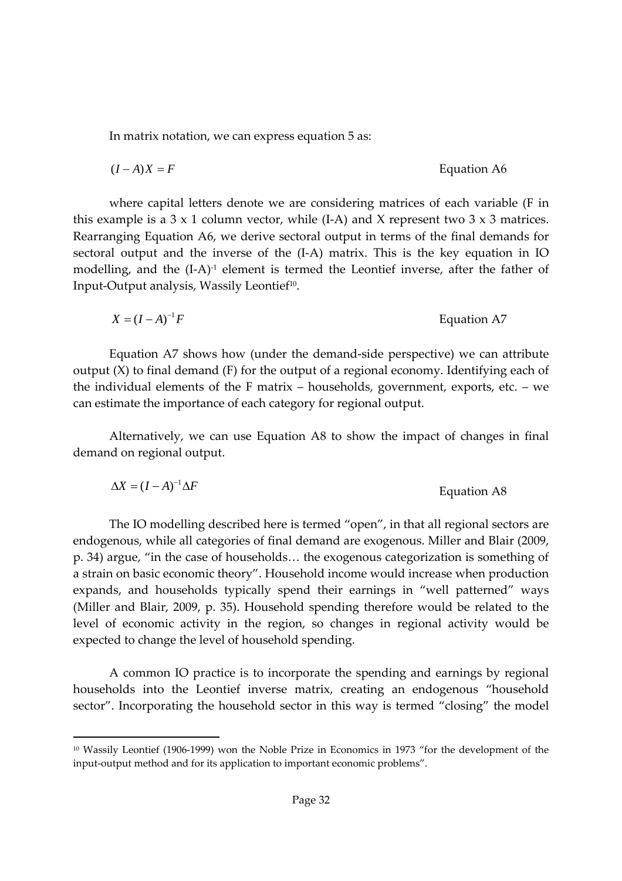In matrix notation, we can express equation 5 as:

$$(I - A)X = F \qquad \text{Equation A6}$$

where capital letters denote we are considering matrices of each variable (F in this example is a 3 x 1 column vector, while (I-A) and X represent two 3 x 3 matrices. Rearranging Equation A6, we derive sectoral output in terms of the final demands for sectoral output and the inverse of the (I-A) matrix. This is the key equation in IO modelling, and the $(I-A)^{-1}$ element is termed the Leontief inverse, after the father of Input-Output analysis, Wassily Leontief[10].

$$X = (I - A)^{-1} F \qquad \text{Equation A7}$$

Equation A7 shows how (under the demand-side perspective) we can attribute output (X) to final demand (F) for the output of a regional economy. Identifying each of the individual elements of the F matrix – households, government, exports, etc. – we can estimate the importance of each category for regional output.

Alternatively, we can use Equation A8 to show the impact of changes in final demand on regional output.

$$\Delta X = (I - A)^{-1} \Delta F \qquad \text{Equation A8}$$

The IO modelling described here is termed "open", in that all regional sectors are endogenous, while all categories of final demand are exogenous. Miller and Blair (2009, p. 34) argue, "in the case of households… the exogenous categorization is something of a strain on basic economic theory". Household income would increase when production expands, and households typically spend their earnings in "well patterned" ways (Miller and Blair, 2009, p. 35). Household spending therefore would be related to the level of economic activity in the region, so changes in regional activity would be expected to change the level of household spending.

A common IO practice is to incorporate the spending and earnings by regional households into the Leontief inverse matrix, creating an endogenous "household sector". Incorporating the household sector in this way is termed "closing" the model

[10] Wassily Leontief (1906-1999) won the Noble Prize in Economics in 1973 "for the development of the input-output method and for its application to important economic problems".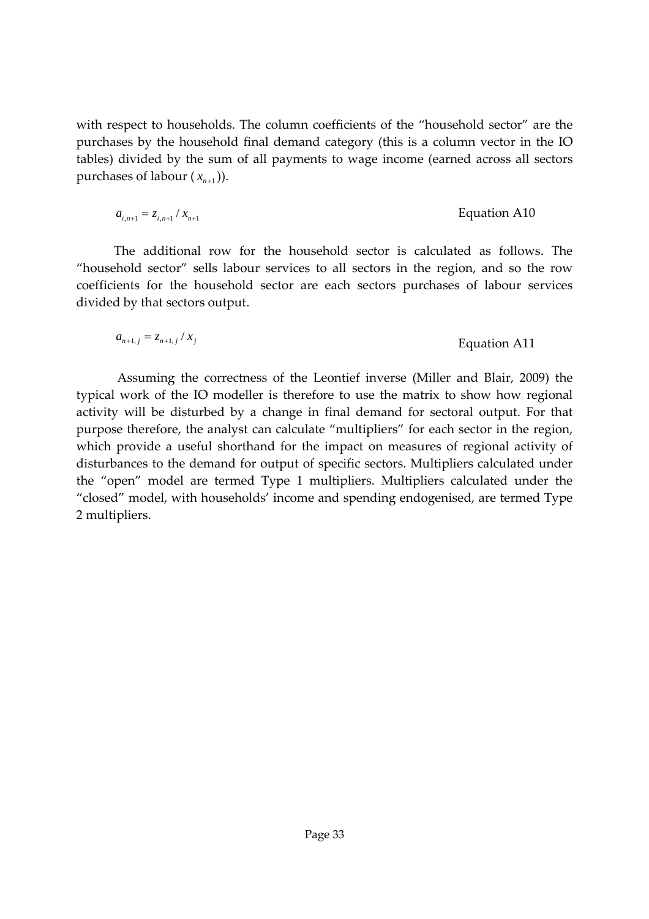with respect to households. The column coefficients of the "household sector" are the purchases by the household final demand category (this is a column vector in the IO tables) divided by the sum of all payments to wage income (earned across all sectors purchases of labour ($x_{n+1}$)).

$$a_{i,n+1} = z_{i,n+1} / x_{n+1} \qquad \text{Equation A10}$$

The additional row for the household sector is calculated as follows. The "household sector" sells labour services to all sectors in the region, and so the row coefficients for the household sector are each sectors purchases of labour services divided by that sectors output.

$$a_{n+1,j} = z_{n+1,j} / x_j \qquad \text{Equation A11}$$

Assuming the correctness of the Leontief inverse (Miller and Blair, 2009) the typical work of the IO modeller is therefore to use the matrix to show how regional activity will be disturbed by a change in final demand for sectoral output. For that purpose therefore, the analyst can calculate "multipliers" for each sector in the region, which provide a useful shorthand for the impact on measures of regional activity of disturbances to the demand for output of specific sectors. Multipliers calculated under the "open" model are termed Type 1 multipliers. Multipliers calculated under the "closed" model, with households' income and spending endogenised, are termed Type 2 multipliers.